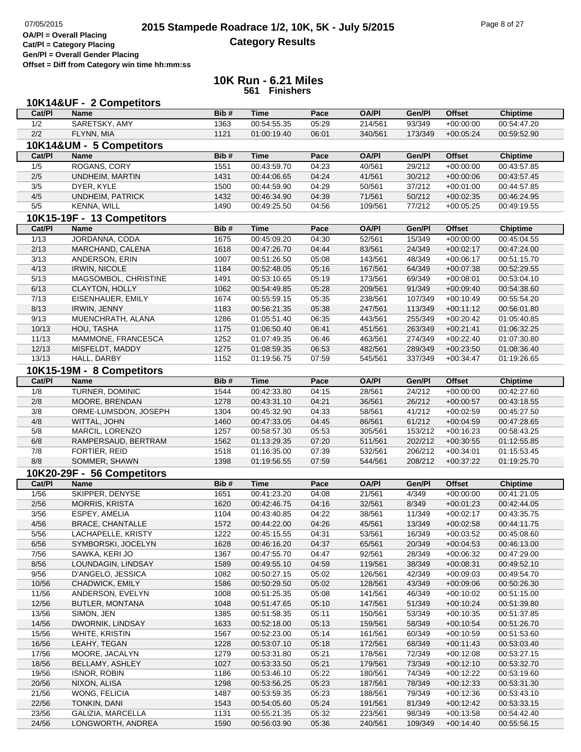OA/Pl = Overall Placing
Cat/Pl = Category Placing
Gen/Pl = Overall Gender Placing
Offset = Diff from Category win time hh:mm:ss

# 2015 Stampede Roadrace 1/2, 10K, 5K - July 5/2015

## Category Results

## 10K Run - 6.21 Miles

**561 Finishers**

### 10K14&UF - 2 Competitors

| Cat/Pl | Name | Bib # | Time | Pace | OA/Pl | Gen/Pl | Offset | Chiptime |
|---|---|---|---|---|---|---|---|---|
| 1/2 | SARETSKY, AMY | 1363 | 00:54:55.35 | 05:29 | 214/561 | 93/349 | +00:00:00 | 00:54:47.20 |
| 2/2 | FLYNN, MIA | 1121 | 01:00:19.40 | 06:01 | 340/561 | 173/349 | +00:05:24 | 00:59:52.90 |

### 10K14&UM - 5 Competitors

| Cat/Pl | Name | Bib # | Time | Pace | OA/Pl | Gen/Pl | Offset | Chiptime |
|---|---|---|---|---|---|---|---|---|
| 1/5 | ROGANS, CORY | 1551 | 00:43:59.70 | 04:23 | 40/561 | 29/212 | +00:00:00 | 00:43:57.85 |
| 2/5 | UNDHEIM, MARTIN | 1431 | 00:44:06.65 | 04:24 | 41/561 | 30/212 | +00:00:06 | 00:43:57.45 |
| 3/5 | DYER, KYLE | 1500 | 00:44:59.90 | 04:29 | 50/561 | 37/212 | +00:01:00 | 00:44:57.85 |
| 4/5 | UNDHEIM, PATRICK | 1432 | 00:46:34.90 | 04:39 | 71/561 | 50/212 | +00:02:35 | 00:46:24.95 |
| 5/5 | KENNA, WILL | 1490 | 00:49:25.50 | 04:56 | 109/561 | 77/212 | +00:05:25 | 00:49:19.55 |

### 10K15-19F - 13 Competitors

| Cat/Pl | Name | Bib # | Time | Pace | OA/Pl | Gen/Pl | Offset | Chiptime |
|---|---|---|---|---|---|---|---|---|
| 1/13 | JORDANNA, CODA | 1675 | 00:45:09.20 | 04:30 | 52/561 | 15/349 | +00:00:00 | 00:45:04.55 |
| 2/13 | MARCHAND, CALENA | 1618 | 00:47:26.70 | 04:44 | 83/561 | 24/349 | +00:02:17 | 00:47:24.00 |
| 3/13 | ANDERSON, ERIN | 1007 | 00:51:26.50 | 05:08 | 143/561 | 48/349 | +00:06:17 | 00:51:15.70 |
| 4/13 | IRWIN, NICOLE | 1184 | 00:52:48.05 | 05:16 | 167/561 | 64/349 | +00:07:38 | 00:52:29.55 |
| 5/13 | MAGSOMBOL, CHRISTINE | 1491 | 00:53:10.65 | 05:19 | 173/561 | 69/349 | +00:08:01 | 00:53:04.10 |
| 6/13 | CLAYTON, HOLLY | 1062 | 00:54:49.85 | 05:28 | 209/561 | 91/349 | +00:09:40 | 00:54:38.60 |
| 7/13 | EISENHAUER, EMILY | 1674 | 00:55:59.15 | 05:35 | 238/561 | 107/349 | +00:10:49 | 00:55:54.20 |
| 8/13 | IRWIN, JENNY | 1183 | 00:56:21.35 | 05:38 | 247/561 | 113/349 | +00:11:12 | 00:56:01.80 |
| 9/13 | MUENCHRATH, ALANA | 1286 | 01:05:51.40 | 06:35 | 443/561 | 255/349 | +00:20:42 | 01:05:40.85 |
| 10/13 | HOU, TASHA | 1175 | 01:06:50.40 | 06:41 | 451/561 | 263/349 | +00:21:41 | 01:06:32.25 |
| 11/13 | MAMMONE, FRANCESCA | 1252 | 01:07:49.35 | 06:46 | 463/561 | 274/349 | +00:22:40 | 01:07:30.80 |
| 12/13 | MISFELDT, MADDY | 1275 | 01:08:59.35 | 06:53 | 482/561 | 289/349 | +00:23:50 | 01:08:36.40 |
| 13/13 | HALL, DARBY | 1152 | 01:19:56.75 | 07:59 | 545/561 | 337/349 | +00:34:47 | 01:19:26.65 |

### 10K15-19M - 8 Competitors

| Cat/Pl | Name | Bib # | Time | Pace | OA/Pl | Gen/Pl | Offset | Chiptime |
|---|---|---|---|---|---|---|---|---|
| 1/8 | TURNER, DOMINIC | 1544 | 00:42:33.80 | 04:15 | 28/561 | 24/212 | +00:00:00 | 00:42:27.60 |
| 2/8 | MOORE, BRENDAN | 1278 | 00:43:31.10 | 04:21 | 36/561 | 26/212 | +00:00:57 | 00:43:18.55 |
| 3/8 | ORME-LUMSDON, JOSEPH | 1304 | 00:45:32.90 | 04:33 | 58/561 | 41/212 | +00:02:59 | 00:45:27.50 |
| 4/8 | WITTAL, JOHN | 1460 | 00:47:33.05 | 04:45 | 86/561 | 61/212 | +00:04:59 | 00:47:28.65 |
| 5/8 | MARCIL, LORENZO | 1257 | 00:58:57.30 | 05:53 | 305/561 | 153/212 | +00:16:23 | 00:58:43.25 |
| 6/8 | RAMPERSAUD, BERTRAM | 1562 | 01:13:29.35 | 07:20 | 511/561 | 202/212 | +00:30:55 | 01:12:55.85 |
| 7/8 | FORTIER, REID | 1518 | 01:16:35.00 | 07:39 | 532/561 | 206/212 | +00:34:01 | 01:15:53.45 |
| 8/8 | SOMMER, SHAWN | 1398 | 01:19:56.55 | 07:59 | 544/561 | 208/212 | +00:37:22 | 01:19:25.70 |

### 10K20-29F - 56 Competitors

| Cat/Pl | Name | Bib # | Time | Pace | OA/Pl | Gen/Pl | Offset | Chiptime |
|---|---|---|---|---|---|---|---|---|
| 1/56 | SKIPPER, DENYSE | 1651 | 00:41:23.20 | 04:08 | 21/561 | 4/349 | +00:00:00 | 00:41:21.05 |
| 2/56 | MORRIS, KRISTA | 1620 | 00:42:46.75 | 04:16 | 32/561 | 8/349 | +00:01:23 | 00:42:44.05 |
| 3/56 | ESPEY, AMELIA | 1104 | 00:43:40.85 | 04:22 | 38/561 | 11/349 | +00:02:17 | 00:43:35.75 |
| 4/56 | BRACE, CHANTALLE | 1572 | 00:44:22.00 | 04:26 | 45/561 | 13/349 | +00:02:58 | 00:44:11.75 |
| 5/56 | LACHAPELLE, KRISTY | 1222 | 00:45:15.55 | 04:31 | 53/561 | 16/349 | +00:03:52 | 00:45:08.60 |
| 6/56 | SYMBORSKI, JOCELYN | 1628 | 00:46:16.20 | 04:37 | 65/561 | 20/349 | +00:04:53 | 00:46:13.00 |
| 7/56 | SAWKA, KERI JO | 1367 | 00:47:55.70 | 04:47 | 92/561 | 28/349 | +00:06:32 | 00:47:29.00 |
| 8/56 | LOUNDAGIN, LINDSAY | 1589 | 00:49:55.10 | 04:59 | 119/561 | 38/349 | +00:08:31 | 00:49:52.10 |
| 9/56 | D'ANGELO, JESSICA | 1082 | 00:50:27.15 | 05:02 | 126/561 | 42/349 | +00:09:03 | 00:49:54.70 |
| 10/56 | CHADWICK, EMILY | 1586 | 00:50:29.50 | 05:02 | 128/561 | 43/349 | +00:09:06 | 00:50:26.30 |
| 11/56 | ANDERSON, EVELYN | 1008 | 00:51:25.35 | 05:08 | 141/561 | 46/349 | +00:10:02 | 00:51:15.00 |
| 12/56 | BUTLER, MONTANA | 1048 | 00:51:47.65 | 05:10 | 147/561 | 51/349 | +00:10:24 | 00:51:39.80 |
| 13/56 | SIMON, JEN | 1385 | 00:51:58.35 | 05:11 | 150/561 | 53/349 | +00:10:35 | 00:51:37.85 |
| 14/56 | DWORNIK, LINDSAY | 1633 | 00:52:18.00 | 05:13 | 159/561 | 58/349 | +00:10:54 | 00:51:26.70 |
| 15/56 | WHITE, KRISTIN | 1567 | 00:52:23.00 | 05:14 | 161/561 | 60/349 | +00:10:59 | 00:51:53.60 |
| 16/56 | LEAHY, TEGAN | 1228 | 00:53:07.10 | 05:18 | 172/561 | 68/349 | +00:11:43 | 00:53:03.40 |
| 17/56 | MOORE, JACALYN | 1279 | 00:53:31.80 | 05:21 | 178/561 | 72/349 | +00:12:08 | 00:53:27.15 |
| 18/56 | BELLAMY, ASHLEY | 1027 | 00:53:33.50 | 05:21 | 179/561 | 73/349 | +00:12:10 | 00:53:32.70 |
| 19/56 | ISNOR, ROBIN | 1186 | 00:53:46.10 | 05:22 | 180/561 | 74/349 | +00:12:22 | 00:53:19.60 |
| 20/56 | NIXON, ALISA | 1298 | 00:53:56.25 | 05:23 | 187/561 | 78/349 | +00:12:33 | 00:53:31.30 |
| 21/56 | WONG, FELICIA | 1487 | 00:53:59.35 | 05:23 | 188/561 | 79/349 | +00:12:36 | 00:53:43.10 |
| 22/56 | TONKIN, DANI | 1543 | 00:54:05.60 | 05:24 | 191/561 | 81/349 | +00:12:42 | 00:53:33.15 |
| 23/56 | GALIZIA, MARCELLA | 1131 | 00:55:21.35 | 05:32 | 223/561 | 98/349 | +00:13:58 | 00:54:42.40 |
| 24/56 | LONGWORTH, ANDREA | 1590 | 00:56:03.90 | 05:36 | 240/561 | 109/349 | +00:14:40 | 00:55:56.15 |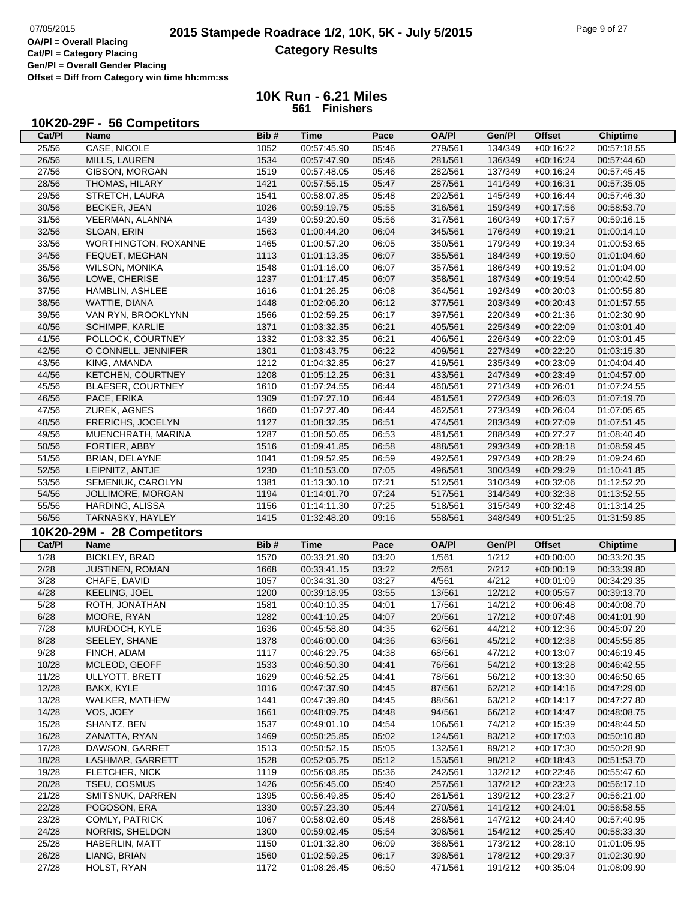OA/Pl = Overall Placing
Cat/Pl = Category Placing
Gen/Pl = Overall Gender Placing
Offset = Diff from Category win time hh:mm:ss

# 2015 Stampede Roadrace 1/2, 10K, 5K - July 5/2015
## Category Results

### 10K Run - 6.21 Miles
**561 Finishers**

### 10K20-29F - 56 Competitors

| Cat/Pl | Name | Bib # | Time | Pace | OA/Pl | Gen/Pl | Offset | Chiptime |
|---|---|---|---|---|---|---|---|---|
| 25/56 | CASE, NICOLE | 1052 | 00:57:45.90 | 05:46 | 279/561 | 134/349 | +00:16:22 | 00:57:18.55 |
| 26/56 | MILLS, LAUREN | 1534 | 00:57:47.90 | 05:46 | 281/561 | 136/349 | +00:16:24 | 00:57:44.60 |
| 27/56 | GIBSON, MORGAN | 1519 | 00:57:48.05 | 05:46 | 282/561 | 137/349 | +00:16:24 | 00:57:45.45 |
| 28/56 | THOMAS, HILARY | 1421 | 00:57:55.15 | 05:47 | 287/561 | 141/349 | +00:16:31 | 00:57:35.05 |
| 29/56 | STRETCH, LAURA | 1541 | 00:58:07.85 | 05:48 | 292/561 | 145/349 | +00:16:44 | 00:57:46.30 |
| 30/56 | BECKER, JEAN | 1026 | 00:59:19.75 | 05:55 | 316/561 | 159/349 | +00:17:56 | 00:58:53.70 |
| 31/56 | VEERMAN, ALANNA | 1439 | 00:59:20.50 | 05:56 | 317/561 | 160/349 | +00:17:57 | 00:59:16.15 |
| 32/56 | SLOAN, ERIN | 1563 | 01:00:44.20 | 06:04 | 345/561 | 176/349 | +00:19:21 | 01:00:14.10 |
| 33/56 | WORTHINGTON, ROXANNE | 1465 | 01:00:57.20 | 06:05 | 350/561 | 179/349 | +00:19:34 | 01:00:53.65 |
| 34/56 | FEQUET, MEGHAN | 1113 | 01:01:13.35 | 06:07 | 355/561 | 184/349 | +00:19:50 | 01:01:04.60 |
| 35/56 | WILSON, MONIKA | 1548 | 01:01:16.00 | 06:07 | 357/561 | 186/349 | +00:19:52 | 01:01:04.00 |
| 36/56 | LOWE, CHERISE | 1237 | 01:01:17.45 | 06:07 | 358/561 | 187/349 | +00:19:54 | 01:00:42.50 |
| 37/56 | HAMBLIN, ASHLEE | 1616 | 01:01:26.25 | 06:08 | 364/561 | 192/349 | +00:20:03 | 01:00:55.80 |
| 38/56 | WATTIE, DIANA | 1448 | 01:02:06.20 | 06:12 | 377/561 | 203/349 | +00:20:43 | 01:01:57.55 |
| 39/56 | VAN RYN, BROOKLYNN | 1566 | 01:02:59.25 | 06:17 | 397/561 | 220/349 | +00:21:36 | 01:02:30.90 |
| 40/56 | SCHIMPF, KARLIE | 1371 | 01:03:32.35 | 06:21 | 405/561 | 225/349 | +00:22:09 | 01:03:01.40 |
| 41/56 | POLLOCK, COURTNEY | 1332 | 01:03:32.35 | 06:21 | 406/561 | 226/349 | +00:22:09 | 01:03:01.45 |
| 42/56 | O CONNELL, JENNIFER | 1301 | 01:03:43.75 | 06:22 | 409/561 | 227/349 | +00:22:20 | 01:03:15.30 |
| 43/56 | KING, AMANDA | 1212 | 01:04:32.85 | 06:27 | 419/561 | 235/349 | +00:23:09 | 01:04:04.40 |
| 44/56 | KETCHEN, COURTNEY | 1208 | 01:05:12.25 | 06:31 | 433/561 | 247/349 | +00:23:49 | 01:04:57.00 |
| 45/56 | BLAESER, COURTNEY | 1610 | 01:07:24.55 | 06:44 | 460/561 | 271/349 | +00:26:01 | 01:07:24.55 |
| 46/56 | PACE, ERIKA | 1309 | 01:07:27.10 | 06:44 | 461/561 | 272/349 | +00:26:03 | 01:07:19.70 |
| 47/56 | ZUREK, AGNES | 1660 | 01:07:27.40 | 06:44 | 462/561 | 273/349 | +00:26:04 | 01:07:05.65 |
| 48/56 | FRERICHS, JOCELYN | 1127 | 01:08:32.35 | 06:51 | 474/561 | 283/349 | +00:27:09 | 01:07:51.45 |
| 49/56 | MUENCHRATH, MARINA | 1287 | 01:08:50.65 | 06:53 | 481/561 | 288/349 | +00:27:27 | 01:08:40.40 |
| 50/56 | FORTIER, ABBY | 1516 | 01:09:41.85 | 06:58 | 488/561 | 293/349 | +00:28:18 | 01:08:59.45 |
| 51/56 | BRIAN, DELAYNE | 1041 | 01:09:52.95 | 06:59 | 492/561 | 297/349 | +00:28:29 | 01:09:24.60 |
| 52/56 | LEIPNITZ, ANTJE | 1230 | 01:10:53.00 | 07:05 | 496/561 | 300/349 | +00:29:29 | 01:10:41.85 |
| 53/56 | SEMENIUK, CAROLYN | 1381 | 01:13:30.10 | 07:21 | 512/561 | 310/349 | +00:32:06 | 01:12:52.20 |
| 54/56 | JOLLIMORE, MORGAN | 1194 | 01:14:01.70 | 07:24 | 517/561 | 314/349 | +00:32:38 | 01:13:52.55 |
| 55/56 | HARDING, ALISSA | 1156 | 01:14:11.30 | 07:25 | 518/561 | 315/349 | +00:32:48 | 01:13:14.25 |
| 56/56 | TARNASKY, HAYLEY | 1415 | 01:32:48.20 | 09:16 | 558/561 | 348/349 | +00:51:25 | 01:31:59.85 |

### 10K20-29M - 28 Competitors

| Cat/Pl | Name | Bib # | Time | Pace | OA/Pl | Gen/Pl | Offset | Chiptime |
|---|---|---|---|---|---|---|---|---|
| 1/28 | BICKLEY, BRAD | 1570 | 00:33:21.90 | 03:20 | 1/561 | 1/212 | +00:00:00 | 00:33:20.35 |
| 2/28 | JUSTINEN, ROMAN | 1668 | 00:33:41.15 | 03:22 | 2/561 | 2/212 | +00:00:19 | 00:33:39.80 |
| 3/28 | CHAFE, DAVID | 1057 | 00:34:31.30 | 03:27 | 4/561 | 4/212 | +00:01:09 | 00:34:29.35 |
| 4/28 | KEELING, JOEL | 1200 | 00:39:18.95 | 03:55 | 13/561 | 12/212 | +00:05:57 | 00:39:13.70 |
| 5/28 | ROTH, JONATHAN | 1581 | 00:40:10.35 | 04:01 | 17/561 | 14/212 | +00:06:48 | 00:40:08.70 |
| 6/28 | MOORE, RYAN | 1282 | 00:41:10.25 | 04:07 | 20/561 | 17/212 | +00:07:48 | 00:41:01.90 |
| 7/28 | MURDOCH, KYLE | 1636 | 00:45:58.80 | 04:35 | 62/561 | 44/212 | +00:12:36 | 00:45:07.20 |
| 8/28 | SEELEY, SHANE | 1378 | 00:46:00.00 | 04:36 | 63/561 | 45/212 | +00:12:38 | 00:45:55.85 |
| 9/28 | FINCH, ADAM | 1117 | 00:46:29.75 | 04:38 | 68/561 | 47/212 | +00:13:07 | 00:46:19.45 |
| 10/28 | MCLEOD, GEOFF | 1533 | 00:46:50.30 | 04:41 | 76/561 | 54/212 | +00:13:28 | 00:46:42.55 |
| 11/28 | ULLYOTT, BRETT | 1629 | 00:46:52.25 | 04:41 | 78/561 | 56/212 | +00:13:30 | 00:46:50.65 |
| 12/28 | BAKX, KYLE | 1016 | 00:47:37.90 | 04:45 | 87/561 | 62/212 | +00:14:16 | 00:47:29.00 |
| 13/28 | WALKER, MATHEW | 1441 | 00:47:39.80 | 04:45 | 88/561 | 63/212 | +00:14:17 | 00:47:27.80 |
| 14/28 | VOS, JOEY | 1661 | 00:48:09.75 | 04:48 | 94/561 | 66/212 | +00:14:47 | 00:48:08.75 |
| 15/28 | SHANTZ, BEN | 1537 | 00:49:01.10 | 04:54 | 106/561 | 74/212 | +00:15:39 | 00:48:44.50 |
| 16/28 | ZANATTA, RYAN | 1469 | 00:50:25.85 | 05:02 | 124/561 | 83/212 | +00:17:03 | 00:50:10.80 |
| 17/28 | DAWSON, GARRET | 1513 | 00:50:52.15 | 05:05 | 132/561 | 89/212 | +00:17:30 | 00:50:28.90 |
| 18/28 | LASHMAR, GARRETT | 1528 | 00:52:05.75 | 05:12 | 153/561 | 98/212 | +00:18:43 | 00:51:53.70 |
| 19/28 | FLETCHER, NICK | 1119 | 00:56:08.85 | 05:36 | 242/561 | 132/212 | +00:22:46 | 00:55:47.60 |
| 20/28 | TSEU, COSMUS | 1426 | 00:56:45.00 | 05:40 | 257/561 | 137/212 | +00:23:23 | 00:56:17.10 |
| 21/28 | SMITSNUK, DARREN | 1395 | 00:56:49.85 | 05:40 | 261/561 | 139/212 | +00:23:27 | 00:56:21.00 |
| 22/28 | POGOSON, ERA | 1330 | 00:57:23.30 | 05:44 | 270/561 | 141/212 | +00:24:01 | 00:56:58.55 |
| 23/28 | COMLY, PATRICK | 1067 | 00:58:02.60 | 05:48 | 288/561 | 147/212 | +00:24:40 | 00:57:40.95 |
| 24/28 | NORRIS, SHELDON | 1300 | 00:59:02.45 | 05:54 | 308/561 | 154/212 | +00:25:40 | 00:58:33.30 |
| 25/28 | HABERLIN, MATT | 1150 | 01:01:32.80 | 06:09 | 368/561 | 173/212 | +00:28:10 | 01:01:05.95 |
| 26/28 | LIANG, BRIAN | 1560 | 01:02:59.25 | 06:17 | 398/561 | 178/212 | +00:29:37 | 01:02:30.90 |
| 27/28 | HOLST, RYAN | 1172 | 01:08:26.45 | 06:50 | 471/561 | 191/212 | +00:35:04 | 01:08:09.90 |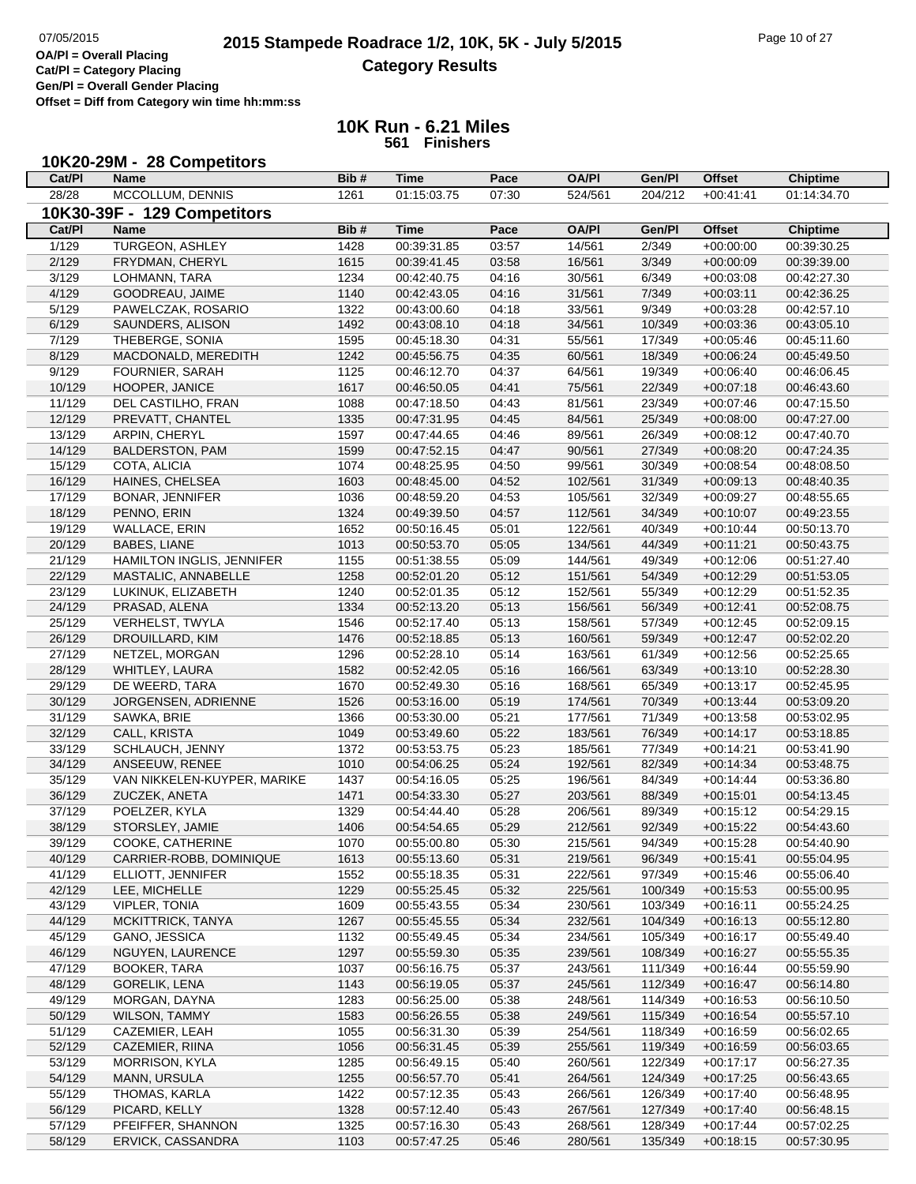# 2015 Stampede Roadrace 1/2, 10K, 5K - July 5/2015

## Category Results

OA/Pl = Overall Placing
Cat/Pl = Category Placing
Gen/Pl = Overall Gender Placing
Offset = Diff from Category win time hh:mm:ss

### 10K Run - 6.21 Miles
**561 Finishers**

### 10K20-29M - 28 Competitors

| Cat/Pl | Name | Bib # | Time | Pace | OA/Pl | Gen/Pl | Offset | Chiptime |
|---|---|---|---|---|---|---|---|---|
| 28/28 | MCCOLLUM, DENNIS | 1261 | 01:15:03.75 | 07:30 | 524/561 | 204/212 | +00:41:41 | 01:14:34.70 |

### 10K30-39F - 129 Competitors

| Cat/Pl | Name | Bib # | Time | Pace | OA/Pl | Gen/Pl | Offset | Chiptime |
|---|---|---|---|---|---|---|---|---|
| 1/129 | TURGEON, ASHLEY | 1428 | 00:39:31.85 | 03:57 | 14/561 | 2/349 | +00:00:00 | 00:39:30.25 |
| 2/129 | FRYDMAN, CHERYL | 1615 | 00:39:41.45 | 03:58 | 16/561 | 3/349 | +00:00:09 | 00:39:39.00 |
| 3/129 | LOHMANN, TARA | 1234 | 00:42:40.75 | 04:16 | 30/561 | 6/349 | +00:03:08 | 00:42:27.30 |
| 4/129 | GOODREAU, JAIME | 1140 | 00:42:43.05 | 04:16 | 31/561 | 7/349 | +00:03:11 | 00:42:36.25 |
| 5/129 | PAWELCZAK, ROSARIO | 1322 | 00:43:00.60 | 04:18 | 33/561 | 9/349 | +00:03:28 | 00:42:57.10 |
| 6/129 | SAUNDERS, ALISON | 1492 | 00:43:08.10 | 04:18 | 34/561 | 10/349 | +00:03:36 | 00:43:05.10 |
| 7/129 | THEBERGE, SONIA | 1595 | 00:45:18.30 | 04:31 | 55/561 | 17/349 | +00:05:46 | 00:45:11.60 |
| 8/129 | MACDONALD, MEREDITH | 1242 | 00:45:56.75 | 04:35 | 60/561 | 18/349 | +00:06:24 | 00:45:49.50 |
| 9/129 | FOURNIER, SARAH | 1125 | 00:46:12.70 | 04:37 | 64/561 | 19/349 | +00:06:40 | 00:46:06.45 |
| 10/129 | HOOPER, JANICE | 1617 | 00:46:50.05 | 04:41 | 75/561 | 22/349 | +00:07:18 | 00:46:43.60 |
| 11/129 | DEL CASTILHO, FRAN | 1088 | 00:47:18.50 | 04:43 | 81/561 | 23/349 | +00:07:46 | 00:47:15.50 |
| 12/129 | PREVATT, CHANTEL | 1335 | 00:47:31.95 | 04:45 | 84/561 | 25/349 | +00:08:00 | 00:47:27.00 |
| 13/129 | ARPIN, CHERYL | 1597 | 00:47:44.65 | 04:46 | 89/561 | 26/349 | +00:08:12 | 00:47:40.70 |
| 14/129 | BALDERSTON, PAM | 1599 | 00:47:52.15 | 04:47 | 90/561 | 27/349 | +00:08:20 | 00:47:24.35 |
| 15/129 | COTA, ALICIA | 1074 | 00:48:25.95 | 04:50 | 99/561 | 30/349 | +00:08:54 | 00:48:08.50 |
| 16/129 | HAINES, CHELSEA | 1603 | 00:48:45.00 | 04:52 | 102/561 | 31/349 | +00:09:13 | 00:48:40.35 |
| 17/129 | BONAR, JENNIFER | 1036 | 00:48:59.20 | 04:53 | 105/561 | 32/349 | +00:09:27 | 00:48:55.65 |
| 18/129 | PENNO, ERIN | 1324 | 00:49:39.50 | 04:57 | 112/561 | 34/349 | +00:10:07 | 00:49:23.55 |
| 19/129 | WALLACE, ERIN | 1652 | 00:50:16.45 | 05:01 | 122/561 | 40/349 | +00:10:44 | 00:50:13.70 |
| 20/129 | BABES, LIANE | 1013 | 00:50:53.70 | 05:05 | 134/561 | 44/349 | +00:11:21 | 00:50:43.75 |
| 21/129 | HAMILTON INGLIS, JENNIFER | 1155 | 00:51:38.55 | 05:09 | 144/561 | 49/349 | +00:12:06 | 00:51:27.40 |
| 22/129 | MASTALIC, ANNABELLE | 1258 | 00:52:01.20 | 05:12 | 151/561 | 54/349 | +00:12:29 | 00:51:53.05 |
| 23/129 | LUKINUK, ELIZABETH | 1240 | 00:52:01.35 | 05:12 | 152/561 | 55/349 | +00:12:29 | 00:51:52.35 |
| 24/129 | PRASAD, ALENA | 1334 | 00:52:13.20 | 05:13 | 156/561 | 56/349 | +00:12:41 | 00:52:08.75 |
| 25/129 | VERHELST, TWYLA | 1546 | 00:52:17.40 | 05:13 | 158/561 | 57/349 | +00:12:45 | 00:52:09.15 |
| 26/129 | DROUILLARD, KIM | 1476 | 00:52:18.85 | 05:13 | 160/561 | 59/349 | +00:12:47 | 00:52:02.20 |
| 27/129 | NETZEL, MORGAN | 1296 | 00:52:28.10 | 05:14 | 163/561 | 61/349 | +00:12:56 | 00:52:25.65 |
| 28/129 | WHITLEY, LAURA | 1582 | 00:52:42.05 | 05:16 | 166/561 | 63/349 | +00:13:10 | 00:52:28.30 |
| 29/129 | DE WEERD, TARA | 1670 | 00:52:49.30 | 05:16 | 168/561 | 65/349 | +00:13:17 | 00:52:45.95 |
| 30/129 | JORGENSEN, ADRIENNE | 1526 | 00:53:16.00 | 05:19 | 174/561 | 70/349 | +00:13:44 | 00:53:09.20 |
| 31/129 | SAWKA, BRIE | 1366 | 00:53:30.00 | 05:21 | 177/561 | 71/349 | +00:13:58 | 00:53:02.95 |
| 32/129 | CALL, KRISTA | 1049 | 00:53:49.60 | 05:22 | 183/561 | 76/349 | +00:14:17 | 00:53:18.85 |
| 33/129 | SCHLAUCH, JENNY | 1372 | 00:53:53.75 | 05:23 | 185/561 | 77/349 | +00:14:21 | 00:53:41.90 |
| 34/129 | ANSEEUW, RENEE | 1010 | 00:54:06.25 | 05:24 | 192/561 | 82/349 | +00:14:34 | 00:53:48.75 |
| 35/129 | VAN NIKKELEN-KUYPER, MARIKE | 1437 | 00:54:16.05 | 05:25 | 196/561 | 84/349 | +00:14:44 | 00:53:36.80 |
| 36/129 | ZUCZEK, ANETA | 1471 | 00:54:33.30 | 05:27 | 203/561 | 88/349 | +00:15:01 | 00:54:13.45 |
| 37/129 | POELZER, KYLA | 1329 | 00:54:44.40 | 05:28 | 206/561 | 89/349 | +00:15:12 | 00:54:29.15 |
| 38/129 | STORSLEY, JAMIE | 1406 | 00:54:54.65 | 05:29 | 212/561 | 92/349 | +00:15:22 | 00:54:43.60 |
| 39/129 | COOKE, CATHERINE | 1070 | 00:55:00.80 | 05:30 | 215/561 | 94/349 | +00:15:28 | 00:54:40.90 |
| 40/129 | CARRIER-ROBB, DOMINIQUE | 1613 | 00:55:13.60 | 05:31 | 219/561 | 96/349 | +00:15:41 | 00:55:04.95 |
| 41/129 | ELLIOTT, JENNIFER | 1552 | 00:55:18.35 | 05:31 | 222/561 | 97/349 | +00:15:46 | 00:55:06.40 |
| 42/129 | LEE, MICHELLE | 1229 | 00:55:25.45 | 05:32 | 225/561 | 100/349 | +00:15:53 | 00:55:00.95 |
| 43/129 | VIPLER, TONIA | 1609 | 00:55:43.55 | 05:34 | 230/561 | 103/349 | +00:16:11 | 00:55:24.25 |
| 44/129 | MCKITTRICK, TANYA | 1267 | 00:55:45.55 | 05:34 | 232/561 | 104/349 | +00:16:13 | 00:55:12.80 |
| 45/129 | GANO, JESSICA | 1132 | 00:55:49.45 | 05:34 | 234/561 | 105/349 | +00:16:17 | 00:55:49.40 |
| 46/129 | NGUYEN, LAURENCE | 1297 | 00:55:59.30 | 05:35 | 239/561 | 108/349 | +00:16:27 | 00:55:55.35 |
| 47/129 | BOOKER, TARA | 1037 | 00:56:16.75 | 05:37 | 243/561 | 111/349 | +00:16:44 | 00:55:59.90 |
| 48/129 | GORELIK, LENA | 1143 | 00:56:19.05 | 05:37 | 245/561 | 112/349 | +00:16:47 | 00:56:14.80 |
| 49/129 | MORGAN, DAYNA | 1283 | 00:56:25.00 | 05:38 | 248/561 | 114/349 | +00:16:53 | 00:56:10.50 |
| 50/129 | WILSON, TAMMY | 1583 | 00:56:26.55 | 05:38 | 249/561 | 115/349 | +00:16:54 | 00:55:57.10 |
| 51/129 | CAZEMIER, LEAH | 1055 | 00:56:31.30 | 05:39 | 254/561 | 118/349 | +00:16:59 | 00:56:02.65 |
| 52/129 | CAZEMIER, RIINA | 1056 | 00:56:31.45 | 05:39 | 255/561 | 119/349 | +00:16:59 | 00:56:03.65 |
| 53/129 | MORRISON, KYLA | 1285 | 00:56:49.15 | 05:40 | 260/561 | 122/349 | +00:17:17 | 00:56:27.35 |
| 54/129 | MANN, URSULA | 1255 | 00:56:57.70 | 05:41 | 264/561 | 124/349 | +00:17:25 | 00:56:43.65 |
| 55/129 | THOMAS, KARLA | 1422 | 00:57:12.35 | 05:43 | 266/561 | 126/349 | +00:17:40 | 00:56:48.95 |
| 56/129 | PICARD, KELLY | 1328 | 00:57:12.40 | 05:43 | 267/561 | 127/349 | +00:17:40 | 00:56:48.15 |
| 57/129 | PFEIFFER, SHANNON | 1325 | 00:57:16.30 | 05:43 | 268/561 | 128/349 | +00:17:44 | 00:57:02.25 |
| 58/129 | ERVICK, CASSANDRA | 1103 | 00:57:47.25 | 05:46 | 280/561 | 135/349 | +00:18:15 | 00:57:30.95 |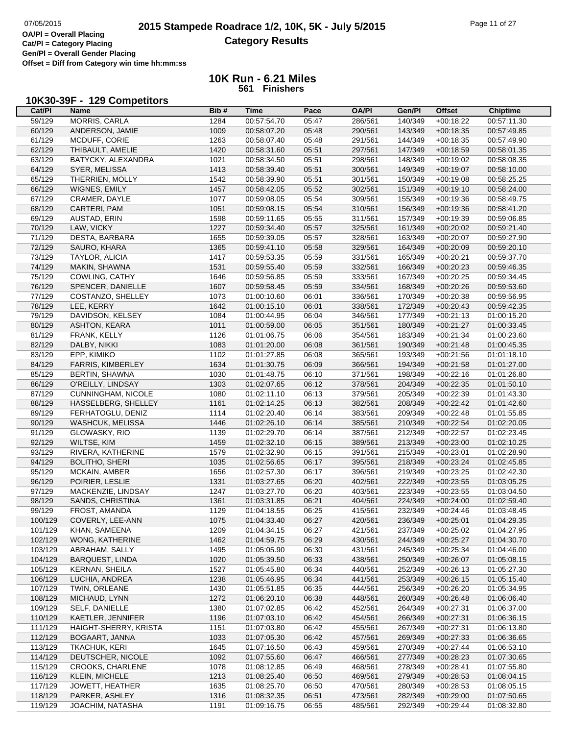OA/Pl = Overall Placing
Cat/Pl = Category Placing
Gen/Pl = Overall Gender Placing
Offset = Diff from Category win time hh:mm:ss

# 2015 Stampede Roadrace 1/2, 10K, 5K - July 5/2015

## Category Results

### 10K Run - 6.21 Miles
**561 Finishers**

### 10K30-39F - 129 Competitors

| Cat/Pl | Name | Bib # | Time | Pace | OA/Pl | Gen/Pl | Offset | Chiptime |
|---|---|---|---|---|---|---|---|---|
| 59/129 | MORRIS, CARLA | 1284 | 00:57:54.70 | 05:47 | 286/561 | 140/349 | +00:18:22 | 00:57:11.30 |
| 60/129 | ANDERSON, JAMIE | 1009 | 00:58:07.20 | 05:48 | 290/561 | 143/349 | +00:18:35 | 00:57:49.85 |
| 61/129 | MCDUFF, CORIE | 1263 | 00:58:07.40 | 05:48 | 291/561 | 144/349 | +00:18:35 | 00:57:49.90 |
| 62/129 | THIBAULT, AMELIE | 1420 | 00:58:31.60 | 05:51 | 297/561 | 147/349 | +00:18:59 | 00:58:01.35 |
| 63/129 | BATYCKY, ALEXANDRA | 1021 | 00:58:34.50 | 05:51 | 298/561 | 148/349 | +00:19:02 | 00:58:08.35 |
| 64/129 | SYER, MELISSA | 1413 | 00:58:39.40 | 05:51 | 300/561 | 149/349 | +00:19:07 | 00:58:10.00 |
| 65/129 | THERRIEN, MOLLY | 1542 | 00:58:39.90 | 05:51 | 301/561 | 150/349 | +00:19:08 | 00:58:25.25 |
| 66/129 | WIGNES, EMILY | 1457 | 00:58:42.05 | 05:52 | 302/561 | 151/349 | +00:19:10 | 00:58:24.00 |
| 67/129 | CRAMER, DAYLE | 1077 | 00:59:08.05 | 05:54 | 309/561 | 155/349 | +00:19:36 | 00:58:49.75 |
| 68/129 | CARTERI, PAM | 1051 | 00:59:08.15 | 05:54 | 310/561 | 156/349 | +00:19:36 | 00:58:41.20 |
| 69/129 | AUSTAD, ERIN | 1598 | 00:59:11.65 | 05:55 | 311/561 | 157/349 | +00:19:39 | 00:59:06.85 |
| 70/129 | LAW, VICKY | 1227 | 00:59:34.40 | 05:57 | 325/561 | 161/349 | +00:20:02 | 00:59:21.40 |
| 71/129 | DESTA, BARBARA | 1655 | 00:59:39.05 | 05:57 | 328/561 | 163/349 | +00:20:07 | 00:59:27.90 |
| 72/129 | SAURO, KHARA | 1365 | 00:59:41.10 | 05:58 | 329/561 | 164/349 | +00:20:09 | 00:59:20.10 |
| 73/129 | TAYLOR, ALICIA | 1417 | 00:59:53.35 | 05:59 | 331/561 | 165/349 | +00:20:21 | 00:59:37.70 |
| 74/129 | MAKIN, SHAWNA | 1531 | 00:59:55.40 | 05:59 | 332/561 | 166/349 | +00:20:23 | 00:59:46.35 |
| 75/129 | COWLING, CATHY | 1646 | 00:59:56.85 | 05:59 | 333/561 | 167/349 | +00:20:25 | 00:59:34.45 |
| 76/129 | SPENCER, DANIELLE | 1607 | 00:59:58.45 | 05:59 | 334/561 | 168/349 | +00:20:26 | 00:59:53.60 |
| 77/129 | COSTANZO, SHELLEY | 1073 | 01:00:10.60 | 06:01 | 336/561 | 170/349 | +00:20:38 | 00:59:56.95 |
| 78/129 | LEE, KERRY | 1642 | 01:00:15.10 | 06:01 | 338/561 | 172/349 | +00:20:43 | 00:59:42.35 |
| 79/129 | DAVIDSON, KELSEY | 1084 | 01:00:44.95 | 06:04 | 346/561 | 177/349 | +00:21:13 | 01:00:15.20 |
| 80/129 | ASHTON, KEARA | 1011 | 01:00:59.00 | 06:05 | 351/561 | 180/349 | +00:21:27 | 01:00:33.45 |
| 81/129 | FRANK, KELLY | 1126 | 01:01:06.75 | 06:06 | 354/561 | 183/349 | +00:21:34 | 01:00:23.60 |
| 82/129 | DALBY, NIKKI | 1083 | 01:01:20.00 | 06:08 | 361/561 | 190/349 | +00:21:48 | 01:00:45.35 |
| 83/129 | EPP, KIMIKO | 1102 | 01:01:27.85 | 06:08 | 365/561 | 193/349 | +00:21:56 | 01:01:18.10 |
| 84/129 | FARRIS, KIMBERLEY | 1634 | 01:01:30.75 | 06:09 | 366/561 | 194/349 | +00:21:58 | 01:01:27.00 |
| 85/129 | BERTIN, SHAWNA | 1030 | 01:01:48.75 | 06:10 | 371/561 | 198/349 | +00:22:16 | 01:01:26.80 |
| 86/129 | O'REILLY, LINDSAY | 1303 | 01:02:07.65 | 06:12 | 378/561 | 204/349 | +00:22:35 | 01:01:50.10 |
| 87/129 | CUNNINGHAM, NICOLE | 1080 | 01:02:11.10 | 06:13 | 379/561 | 205/349 | +00:22:39 | 01:01:43.30 |
| 88/129 | HASSELBERG, SHELLEY | 1161 | 01:02:14.25 | 06:13 | 382/561 | 208/349 | +00:22:42 | 01:01:42.60 |
| 89/129 | FERHATOGLU, DENIZ | 1114 | 01:02:20.40 | 06:14 | 383/561 | 209/349 | +00:22:48 | 01:01:55.85 |
| 90/129 | WASHCUK, MELISSA | 1446 | 01:02:26.10 | 06:14 | 385/561 | 210/349 | +00:22:54 | 01:02:20.05 |
| 91/129 | GLOWASKY, RIO | 1139 | 01:02:29.70 | 06:14 | 387/561 | 212/349 | +00:22:57 | 01:02:23.45 |
| 92/129 | WILTSE, KIM | 1459 | 01:02:32.10 | 06:15 | 389/561 | 213/349 | +00:23:00 | 01:02:10.25 |
| 93/129 | RIVERA, KATHERINE | 1579 | 01:02:32.90 | 06:15 | 391/561 | 215/349 | +00:23:01 | 01:02:28.90 |
| 94/129 | BOLITHO, SHERI | 1035 | 01:02:56.65 | 06:17 | 395/561 | 218/349 | +00:23:24 | 01:02:45.85 |
| 95/129 | MCKAIN, AMBER | 1656 | 01:02:57.30 | 06:17 | 396/561 | 219/349 | +00:23:25 | 01:02:42.30 |
| 96/129 | POIRIER, LESLIE | 1331 | 01:03:27.65 | 06:20 | 402/561 | 222/349 | +00:23:55 | 01:03:05.25 |
| 97/129 | MACKENZIE, LINDSAY | 1247 | 01:03:27.70 | 06:20 | 403/561 | 223/349 | +00:23:55 | 01:03:04.50 |
| 98/129 | SANDS, CHRISTINA | 1361 | 01:03:31.85 | 06:21 | 404/561 | 224/349 | +00:24:00 | 01:02:59.40 |
| 99/129 | FROST, AMANDA | 1129 | 01:04:18.55 | 06:25 | 415/561 | 232/349 | +00:24:46 | 01:03:48.45 |
| 100/129 | COVERLY, LEE-ANN | 1075 | 01:04:33.40 | 06:27 | 420/561 | 236/349 | +00:25:01 | 01:04:29.35 |
| 101/129 | KHAN, SAMEENA | 1209 | 01:04:34.15 | 06:27 | 421/561 | 237/349 | +00:25:02 | 01:04:27.95 |
| 102/129 | WONG, KATHERINE | 1462 | 01:04:59.75 | 06:29 | 430/561 | 244/349 | +00:25:27 | 01:04:30.70 |
| 103/129 | ABRAHAM, SALLY | 1495 | 01:05:05.90 | 06:30 | 431/561 | 245/349 | +00:25:34 | 01:04:46.00 |
| 104/129 | BARQUEST, LINDA | 1020 | 01:05:39.50 | 06:33 | 438/561 | 250/349 | +00:26:07 | 01:05:08.15 |
| 105/129 | KERNAN, SHEILA | 1527 | 01:05:45.80 | 06:34 | 440/561 | 252/349 | +00:26:13 | 01:05:27.30 |
| 106/129 | LUCHIA, ANDREA | 1238 | 01:05:46.95 | 06:34 | 441/561 | 253/349 | +00:26:15 | 01:05:15.40 |
| 107/129 | TWIN, ORLEANE | 1430 | 01:05:51.85 | 06:35 | 444/561 | 256/349 | +00:26:20 | 01:05:34.95 |
| 108/129 | MICHAUD, LYNN | 1272 | 01:06:20.10 | 06:38 | 448/561 | 260/349 | +00:26:48 | 01:06:06.40 |
| 109/129 | SELF, DANIELLE | 1380 | 01:07:02.85 | 06:42 | 452/561 | 264/349 | +00:27:31 | 01:06:37.00 |
| 110/129 | KAETLER, JENNIFER | 1196 | 01:07:03.10 | 06:42 | 454/561 | 266/349 | +00:27:31 | 01:06:36.15 |
| 111/129 | HAIGHT-SHERRY, KRISTA | 1151 | 01:07:03.80 | 06:42 | 455/561 | 267/349 | +00:27:31 | 01:06:13.80 |
| 112/129 | BOGAART, JANNA | 1033 | 01:07:05.30 | 06:42 | 457/561 | 269/349 | +00:27:33 | 01:06:36.65 |
| 113/129 | TKACHUK, KERI | 1645 | 01:07:16.50 | 06:43 | 459/561 | 270/349 | +00:27:44 | 01:06:53.10 |
| 114/129 | DEUTSCHER, NICOLE | 1092 | 01:07:55.60 | 06:47 | 466/561 | 277/349 | +00:28:23 | 01:07:30.65 |
| 115/129 | CROOKS, CHARLENE | 1078 | 01:08:12.85 | 06:49 | 468/561 | 278/349 | +00:28:41 | 01:07:55.80 |
| 116/129 | KLEIN, MICHELE | 1213 | 01:08:25.40 | 06:50 | 469/561 | 279/349 | +00:28:53 | 01:08:04.15 |
| 117/129 | JOWETT, HEATHER | 1635 | 01:08:25.70 | 06:50 | 470/561 | 280/349 | +00:28:53 | 01:08:05.15 |
| 118/129 | PARKER, ASHLEY | 1316 | 01:08:32.35 | 06:51 | 473/561 | 282/349 | +00:29:00 | 01:07:50.65 |
| 119/129 | JOACHIM, NATASHA | 1191 | 01:09:16.75 | 06:55 | 485/561 | 292/349 | +00:29:44 | 01:08:32.80 |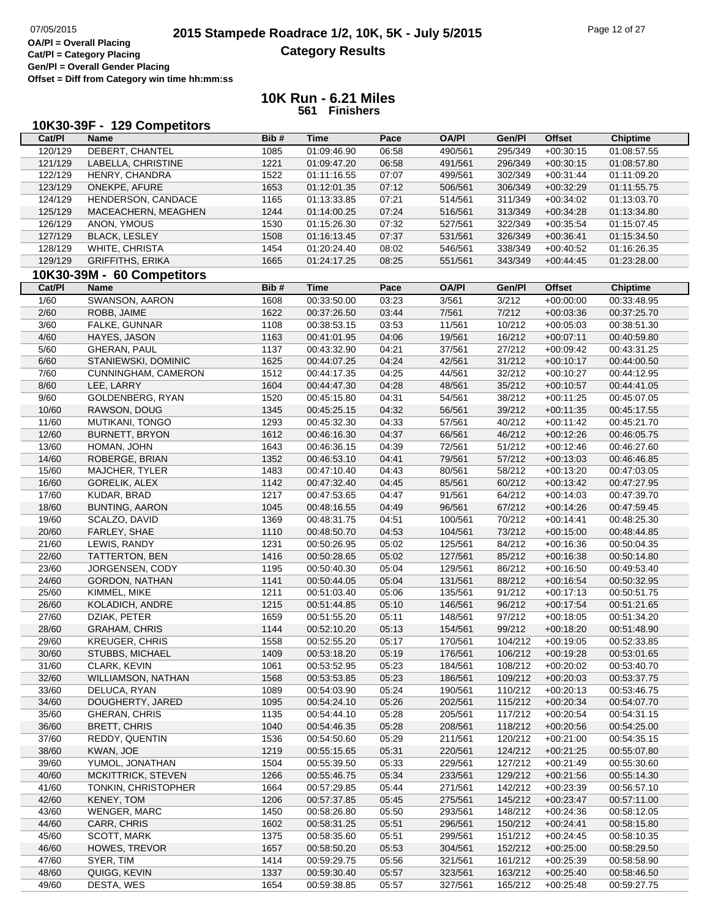# 2015 Stampede Roadrace 1/2, 10K, 5K - July 5/2015

## Category Results

OA/Pl = Overall Placing
Cat/Pl = Category Placing
Gen/Pl = Overall Gender Placing
Offset = Diff from Category win time hh:mm:ss

### 10K Run - 6.21 Miles
**561 Finishers**

### 10K30-39F - 129 Competitors

| Cat/Pl | Name | Bib # | Time | Pace | OA/Pl | Gen/Pl | Offset | Chiptime |
|---|---|---|---|---|---|---|---|---|
| 120/129 | DEBERT, CHANTEL | 1085 | 01:09:46.90 | 06:58 | 490/561 | 295/349 | +00:30:15 | 01:08:57.55 |
| 121/129 | LABELLA, CHRISTINE | 1221 | 01:09:47.20 | 06:58 | 491/561 | 296/349 | +00:30:15 | 01:08:57.80 |
| 122/129 | HENRY, CHANDRA | 1522 | 01:11:16.55 | 07:07 | 499/561 | 302/349 | +00:31:44 | 01:11:09.20 |
| 123/129 | ONEKPE, AFURE | 1653 | 01:12:01.35 | 07:12 | 506/561 | 306/349 | +00:32:29 | 01:11:55.75 |
| 124/129 | HENDERSON, CANDACE | 1165 | 01:13:33.85 | 07:21 | 514/561 | 311/349 | +00:34:02 | 01:13:03.70 |
| 125/129 | MACEACHERN, MEAGHEN | 1244 | 01:14:00.25 | 07:24 | 516/561 | 313/349 | +00:34:28 | 01:13:34.80 |
| 126/129 | ANON, YMOUS | 1530 | 01:15:26.30 | 07:32 | 527/561 | 322/349 | +00:35:54 | 01:15:07.45 |
| 127/129 | BLACK, LESLEY | 1508 | 01:16:13.45 | 07:37 | 531/561 | 326/349 | +00:36:41 | 01:15:34.50 |
| 128/129 | WHITE, CHRISTA | 1454 | 01:20:24.40 | 08:02 | 546/561 | 338/349 | +00:40:52 | 01:16:26.35 |
| 129/129 | GRIFFITHS, ERIKA | 1665 | 01:24:17.25 | 08:25 | 551/561 | 343/349 | +00:44:45 | 01:23:28.00 |

### 10K30-39M - 60 Competitors

| Cat/Pl | Name | Bib # | Time | Pace | OA/Pl | Gen/Pl | Offset | Chiptime |
|---|---|---|---|---|---|---|---|---|
| 1/60 | SWANSON, AARON | 1608 | 00:33:50.00 | 03:23 | 3/561 | 3/212 | +00:00:00 | 00:33:48.95 |
| 2/60 | ROBB, JAIME | 1622 | 00:37:26.50 | 03:44 | 7/561 | 7/212 | +00:03:36 | 00:37:25.70 |
| 3/60 | FALKE, GUNNAR | 1108 | 00:38:53.15 | 03:53 | 11/561 | 10/212 | +00:05:03 | 00:38:51.30 |
| 4/60 | HAYES, JASON | 1163 | 00:41:01.95 | 04:06 | 19/561 | 16/212 | +00:07:11 | 00:40:59.80 |
| 5/60 | GHERAN, PAUL | 1137 | 00:43:32.90 | 04:21 | 37/561 | 27/212 | +00:09:42 | 00:43:31.25 |
| 6/60 | STANIEWSKI, DOMINIC | 1625 | 00:44:07.25 | 04:24 | 42/561 | 31/212 | +00:10:17 | 00:44:00.50 |
| 7/60 | CUNNINGHAM, CAMERON | 1512 | 00:44:17.35 | 04:25 | 44/561 | 32/212 | +00:10:27 | 00:44:12.95 |
| 8/60 | LEE, LARRY | 1604 | 00:44:47.30 | 04:28 | 48/561 | 35/212 | +00:10:57 | 00:44:41.05 |
| 9/60 | GOLDENBERG, RYAN | 1520 | 00:45:15.80 | 04:31 | 54/561 | 38/212 | +00:11:25 | 00:45:07.05 |
| 10/60 | RAWSON, DOUG | 1345 | 00:45:25.15 | 04:32 | 56/561 | 39/212 | +00:11:35 | 00:45:17.55 |
| 11/60 | MUTIKANI, TONGO | 1293 | 00:45:32.30 | 04:33 | 57/561 | 40/212 | +00:11:42 | 00:45:21.70 |
| 12/60 | BURNETT, BRYON | 1612 | 00:46:16.30 | 04:37 | 66/561 | 46/212 | +00:12:26 | 00:46:05.75 |
| 13/60 | HOMAN, JOHN | 1643 | 00:46:36.15 | 04:39 | 72/561 | 51/212 | +00:12:46 | 00:46:27.60 |
| 14/60 | ROBERGE, BRIAN | 1352 | 00:46:53.10 | 04:41 | 79/561 | 57/212 | +00:13:03 | 00:46:46.85 |
| 15/60 | MAJCHER, TYLER | 1483 | 00:47:10.40 | 04:43 | 80/561 | 58/212 | +00:13:20 | 00:47:03.05 |
| 16/60 | GORELIK, ALEX | 1142 | 00:47:32.40 | 04:45 | 85/561 | 60/212 | +00:13:42 | 00:47:27.95 |
| 17/60 | KUDAR, BRAD | 1217 | 00:47:53.65 | 04:47 | 91/561 | 64/212 | +00:14:03 | 00:47:39.70 |
| 18/60 | BUNTING, AARON | 1045 | 00:48:16.55 | 04:49 | 96/561 | 67/212 | +00:14:26 | 00:47:59.45 |
| 19/60 | SCALZO, DAVID | 1369 | 00:48:31.75 | 04:51 | 100/561 | 70/212 | +00:14:41 | 00:48:25.30 |
| 20/60 | FARLEY, SHAE | 1110 | 00:48:50.70 | 04:53 | 104/561 | 73/212 | +00:15:00 | 00:48:44.85 |
| 21/60 | LEWIS, RANDY | 1231 | 00:50:26.95 | 05:02 | 125/561 | 84/212 | +00:16:36 | 00:50:04.35 |
| 22/60 | TATTERTON, BEN | 1416 | 00:50:28.65 | 05:02 | 127/561 | 85/212 | +00:16:38 | 00:50:14.80 |
| 23/60 | JORGENSEN, CODY | 1195 | 00:50:40.30 | 05:04 | 129/561 | 86/212 | +00:16:50 | 00:49:53.40 |
| 24/60 | GORDON, NATHAN | 1141 | 00:50:44.05 | 05:04 | 131/561 | 88/212 | +00:16:54 | 00:50:32.95 |
| 25/60 | KIMMEL, MIKE | 1211 | 00:51:03.40 | 05:06 | 135/561 | 91/212 | +00:17:13 | 00:50:51.75 |
| 26/60 | KOLADICH, ANDRE | 1215 | 00:51:44.85 | 05:10 | 146/561 | 96/212 | +00:17:54 | 00:51:21.65 |
| 27/60 | DZIAK, PETER | 1659 | 00:51:55.20 | 05:11 | 148/561 | 97/212 | +00:18:05 | 00:51:34.20 |
| 28/60 | GRAHAM, CHRIS | 1144 | 00:52:10.20 | 05:13 | 154/561 | 99/212 | +00:18:20 | 00:51:48.90 |
| 29/60 | KREUGER, CHRIS | 1558 | 00:52:55.20 | 05:17 | 170/561 | 104/212 | +00:19:05 | 00:52:33.85 |
| 30/60 | STUBBS, MICHAEL | 1409 | 00:53:18.20 | 05:19 | 176/561 | 106/212 | +00:19:28 | 00:53:01.65 |
| 31/60 | CLARK, KEVIN | 1061 | 00:53:52.95 | 05:23 | 184/561 | 108/212 | +00:20:02 | 00:53:40.70 |
| 32/60 | WILLIAMSON, NATHAN | 1568 | 00:53:53.85 | 05:23 | 186/561 | 109/212 | +00:20:03 | 00:53:37.75 |
| 33/60 | DELUCA, RYAN | 1089 | 00:54:03.90 | 05:24 | 190/561 | 110/212 | +00:20:13 | 00:53:46.75 |
| 34/60 | DOUGHERTY, JARED | 1095 | 00:54:24.10 | 05:26 | 202/561 | 115/212 | +00:20:34 | 00:54:07.70 |
| 35/60 | GHERAN, CHRIS | 1135 | 00:54:44.10 | 05:28 | 205/561 | 117/212 | +00:20:54 | 00:54:31.15 |
| 36/60 | BRETT, CHRIS | 1040 | 00:54:46.35 | 05:28 | 208/561 | 118/212 | +00:20:56 | 00:54:25.00 |
| 37/60 | REDDY, QUENTIN | 1536 | 00:54:50.60 | 05:29 | 211/561 | 120/212 | +00:21:00 | 00:54:35.15 |
| 38/60 | KWAN, JOE | 1219 | 00:55:15.65 | 05:31 | 220/561 | 124/212 | +00:21:25 | 00:55:07.80 |
| 39/60 | YUMOL, JONATHAN | 1504 | 00:55:39.50 | 05:33 | 229/561 | 127/212 | +00:21:49 | 00:55:30.60 |
| 40/60 | MCKITTRICK, STEVEN | 1266 | 00:55:46.75 | 05:34 | 233/561 | 129/212 | +00:21:56 | 00:55:14.30 |
| 41/60 | TONKIN, CHRISTOPHER | 1664 | 00:57:29.85 | 05:44 | 271/561 | 142/212 | +00:23:39 | 00:56:57.10 |
| 42/60 | KENEY, TOM | 1206 | 00:57:37.85 | 05:45 | 275/561 | 145/212 | +00:23:47 | 00:57:11.00 |
| 43/60 | WENGER, MARC | 1450 | 00:58:26.80 | 05:50 | 293/561 | 148/212 | +00:24:36 | 00:58:12.05 |
| 44/60 | CARR, CHRIS | 1602 | 00:58:31.25 | 05:51 | 296/561 | 150/212 | +00:24:41 | 00:58:15.80 |
| 45/60 | SCOTT, MARK | 1375 | 00:58:35.60 | 05:51 | 299/561 | 151/212 | +00:24:45 | 00:58:10.35 |
| 46/60 | HOWES, TREVOR | 1657 | 00:58:50.20 | 05:53 | 304/561 | 152/212 | +00:25:00 | 00:58:29.50 |
| 47/60 | SYER, TIM | 1414 | 00:59:29.75 | 05:56 | 321/561 | 161/212 | +00:25:39 | 00:58:58.90 |
| 48/60 | QUIGG, KEVIN | 1337 | 00:59:30.40 | 05:57 | 323/561 | 163/212 | +00:25:40 | 00:58:46.50 |
| 49/60 | DESTA, WES | 1654 | 00:59:38.85 | 05:57 | 327/561 | 165/212 | +00:25:48 | 00:59:27.75 |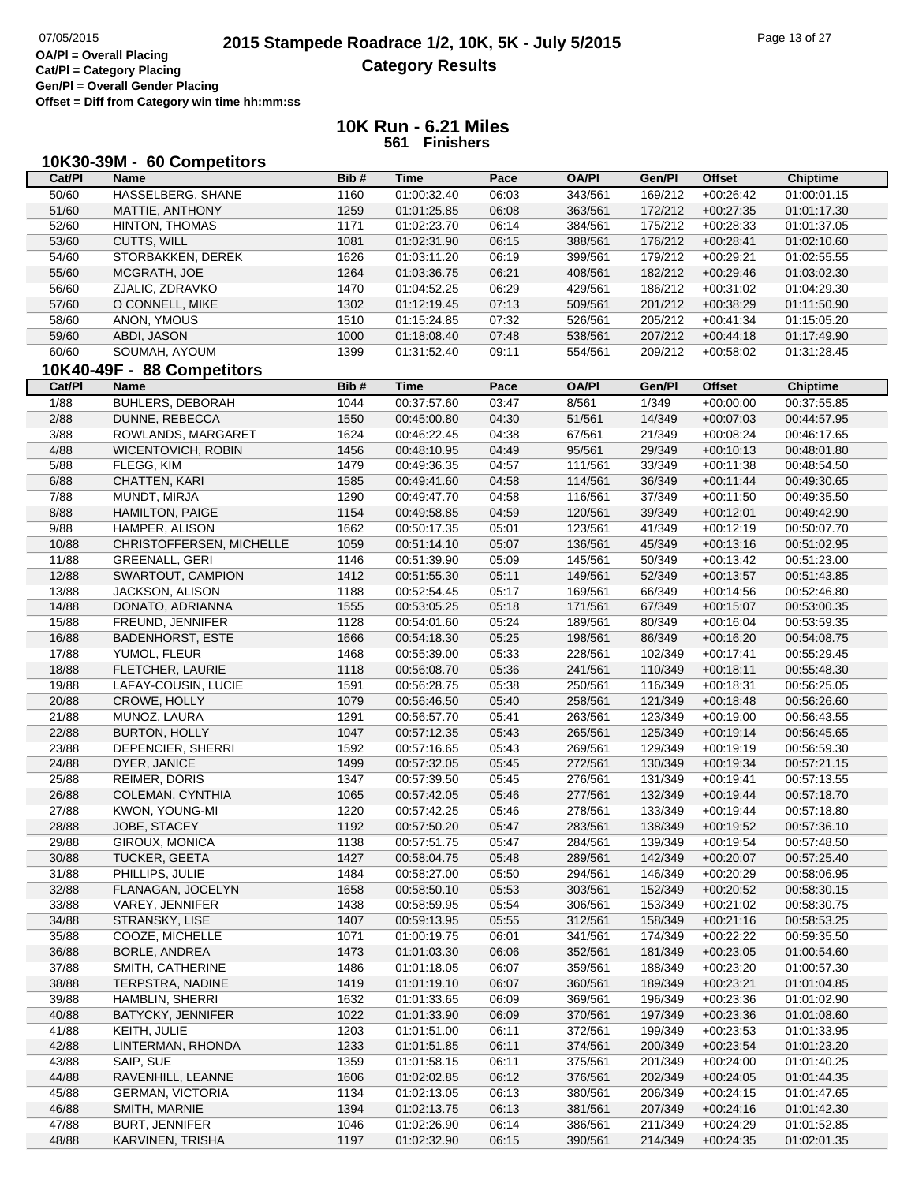# 2015 Stampede Roadrace 1/2, 10K, 5K - July 5/2015

## Category Results

07/05/2015

**OA/Pl = Overall Placing**
**Cat/Pl = Category Placing**
**Gen/Pl = Overall Gender Placing**
**Offset = Diff from Category win time hh:mm:ss**

## 10K Run - 6.21 Miles
**561 Finishers**

### 10K30-39M - 60 Competitors

| Cat/Pl | Name | Bib # | Time | Pace | OA/Pl | Gen/Pl | Offset | Chiptime |
|---|---|---|---|---|---|---|---|---|
| 50/60 | HASSELBERG, SHANE | 1160 | 01:00:32.40 | 06:03 | 343/561 | 169/212 | +00:26:42 | 01:00:01.15 |
| 51/60 | MATTIE, ANTHONY | 1259 | 01:01:25.85 | 06:08 | 363/561 | 172/212 | +00:27:35 | 01:01:17.30 |
| 52/60 | HINTON, THOMAS | 1171 | 01:02:23.70 | 06:14 | 384/561 | 175/212 | +00:28:33 | 01:01:37.05 |
| 53/60 | CUTTS, WILL | 1081 | 01:02:31.90 | 06:15 | 388/561 | 176/212 | +00:28:41 | 01:02:10.60 |
| 54/60 | STORBAKKEN, DEREK | 1626 | 01:03:11.20 | 06:19 | 399/561 | 179/212 | +00:29:21 | 01:02:55.55 |
| 55/60 | MCGRATH, JOE | 1264 | 01:03:36.75 | 06:21 | 408/561 | 182/212 | +00:29:46 | 01:03:02.30 |
| 56/60 | ZJALIC, ZDRAVKO | 1470 | 01:04:52.25 | 06:29 | 429/561 | 186/212 | +00:31:02 | 01:04:29.30 |
| 57/60 | O CONNELL, MIKE | 1302 | 01:12:19.45 | 07:13 | 509/561 | 201/212 | +00:38:29 | 01:11:50.90 |
| 58/60 | ANON, YMOUS | 1510 | 01:15:24.85 | 07:32 | 526/561 | 205/212 | +00:41:34 | 01:15:05.20 |
| 59/60 | ABDI, JASON | 1000 | 01:18:08.40 | 07:48 | 538/561 | 207/212 | +00:44:18 | 01:17:49.90 |
| 60/60 | SOUMAH, AYOUM | 1399 | 01:31:52.40 | 09:11 | 554/561 | 209/212 | +00:58:02 | 01:31:28.45 |

### 10K40-49F - 88 Competitors

| Cat/Pl | Name | Bib # | Time | Pace | OA/Pl | Gen/Pl | Offset | Chiptime |
|---|---|---|---|---|---|---|---|---|
| 1/88 | BUHLERS, DEBORAH | 1044 | 00:37:57.60 | 03:47 | 8/561 | 1/349 | +00:00:00 | 00:37:55.85 |
| 2/88 | DUNNE, REBECCA | 1550 | 00:45:00.80 | 04:30 | 51/561 | 14/349 | +00:07:03 | 00:44:57.95 |
| 3/88 | ROWLANDS, MARGARET | 1624 | 00:46:22.45 | 04:38 | 67/561 | 21/349 | +00:08:24 | 00:46:17.65 |
| 4/88 | WICENTOVICH, ROBIN | 1456 | 00:48:10.95 | 04:49 | 95/561 | 29/349 | +00:10:13 | 00:48:01.80 |
| 5/88 | FLEGG, KIM | 1479 | 00:49:36.35 | 04:57 | 111/561 | 33/349 | +00:11:38 | 00:48:54.50 |
| 6/88 | CHATTEN, KARI | 1585 | 00:49:41.60 | 04:58 | 114/561 | 36/349 | +00:11:44 | 00:49:30.65 |
| 7/88 | MUNDT, MIRJA | 1290 | 00:49:47.70 | 04:58 | 116/561 | 37/349 | +00:11:50 | 00:49:35.50 |
| 8/88 | HAMILTON, PAIGE | 1154 | 00:49:58.85 | 04:59 | 120/561 | 39/349 | +00:12:01 | 00:49:42.90 |
| 9/88 | HAMPER, ALISON | 1662 | 00:50:17.35 | 05:01 | 123/561 | 41/349 | +00:12:19 | 00:50:07.70 |
| 10/88 | CHRISTOFFERSEN, MICHELLE | 1059 | 00:51:14.10 | 05:07 | 136/561 | 45/349 | +00:13:16 | 00:51:02.95 |
| 11/88 | GREENALL, GERI | 1146 | 00:51:39.90 | 05:09 | 145/561 | 50/349 | +00:13:42 | 00:51:23.00 |
| 12/88 | SWARTOUT, CAMPION | 1412 | 00:51:55.30 | 05:11 | 149/561 | 52/349 | +00:13:57 | 00:51:43.85 |
| 13/88 | JACKSON, ALISON | 1188 | 00:52:54.45 | 05:17 | 169/561 | 66/349 | +00:14:56 | 00:52:46.80 |
| 14/88 | DONATO, ADRIANNA | 1555 | 00:53:05.25 | 05:18 | 171/561 | 67/349 | +00:15:07 | 00:53:00.35 |
| 15/88 | FREUND, JENNIFER | 1128 | 00:54:01.60 | 05:24 | 189/561 | 80/349 | +00:16:04 | 00:53:59.35 |
| 16/88 | BADENHORST, ESTE | 1666 | 00:54:18.30 | 05:25 | 198/561 | 86/349 | +00:16:20 | 00:54:08.75 |
| 17/88 | YUMOL, FLEUR | 1468 | 00:55:39.00 | 05:33 | 228/561 | 102/349 | +00:17:41 | 00:55:29.45 |
| 18/88 | FLETCHER, LAURIE | 1118 | 00:56:08.70 | 05:36 | 241/561 | 110/349 | +00:18:11 | 00:55:48.30 |
| 19/88 | LAFAY-COUSIN, LUCIE | 1591 | 00:56:28.75 | 05:38 | 250/561 | 116/349 | +00:18:31 | 00:56:25.05 |
| 20/88 | CROWE, HOLLY | 1079 | 00:56:46.50 | 05:40 | 258/561 | 121/349 | +00:18:48 | 00:56:26.60 |
| 21/88 | MUNOZ, LAURA | 1291 | 00:56:57.70 | 05:41 | 263/561 | 123/349 | +00:19:00 | 00:56:43.55 |
| 22/88 | BURTON, HOLLY | 1047 | 00:57:12.35 | 05:43 | 265/561 | 125/349 | +00:19:14 | 00:56:45.65 |
| 23/88 | DEPENCIER, SHERRI | 1592 | 00:57:16.65 | 05:43 | 269/561 | 129/349 | +00:19:19 | 00:56:59.30 |
| 24/88 | DYER, JANICE | 1499 | 00:57:32.05 | 05:45 | 272/561 | 130/349 | +00:19:34 | 00:57:21.15 |
| 25/88 | REIMER, DORIS | 1347 | 00:57:39.50 | 05:45 | 276/561 | 131/349 | +00:19:41 | 00:57:13.55 |
| 26/88 | COLEMAN, CYNTHIA | 1065 | 00:57:42.05 | 05:46 | 277/561 | 132/349 | +00:19:44 | 00:57:18.70 |
| 27/88 | KWON, YOUNG-MI | 1220 | 00:57:42.25 | 05:46 | 278/561 | 133/349 | +00:19:44 | 00:57:18.80 |
| 28/88 | JOBE, STACEY | 1192 | 00:57:50.20 | 05:47 | 283/561 | 138/349 | +00:19:52 | 00:57:36.10 |
| 29/88 | GIROUX, MONICA | 1138 | 00:57:51.75 | 05:47 | 284/561 | 139/349 | +00:19:54 | 00:57:48.50 |
| 30/88 | TUCKER, GEETA | 1427 | 00:58:04.75 | 05:48 | 289/561 | 142/349 | +00:20:07 | 00:57:25.40 |
| 31/88 | PHILLIPS, JULIE | 1484 | 00:58:27.00 | 05:50 | 294/561 | 146/349 | +00:20:29 | 00:58:06.95 |
| 32/88 | FLANAGAN, JOCELYN | 1658 | 00:58:50.10 | 05:53 | 303/561 | 152/349 | +00:20:52 | 00:58:30.15 |
| 33/88 | VAREY, JENNIFER | 1438 | 00:58:59.95 | 05:54 | 306/561 | 153/349 | +00:21:02 | 00:58:30.75 |
| 34/88 | STRANSKY, LISE | 1407 | 00:59:13.95 | 05:55 | 312/561 | 158/349 | +00:21:16 | 00:58:53.25 |
| 35/88 | COOZE, MICHELLE | 1071 | 01:00:19.75 | 06:01 | 341/561 | 174/349 | +00:22:22 | 00:59:35.50 |
| 36/88 | BORLE, ANDREA | 1473 | 01:01:03.30 | 06:06 | 352/561 | 181/349 | +00:23:05 | 01:00:54.60 |
| 37/88 | SMITH, CATHERINE | 1486 | 01:01:18.05 | 06:07 | 359/561 | 188/349 | +00:23:20 | 01:00:57.30 |
| 38/88 | TERPSTRA, NADINE | 1419 | 01:01:19.10 | 06:07 | 360/561 | 189/349 | +00:23:21 | 01:01:04.85 |
| 39/88 | HAMBLIN, SHERRI | 1632 | 01:01:33.65 | 06:09 | 369/561 | 196/349 | +00:23:36 | 01:01:02.90 |
| 40/88 | BATYCKY, JENNIFER | 1022 | 01:01:33.90 | 06:09 | 370/561 | 197/349 | +00:23:36 | 01:01:08.60 |
| 41/88 | KEITH, JULIE | 1203 | 01:01:51.00 | 06:11 | 372/561 | 199/349 | +00:23:53 | 01:01:33.95 |
| 42/88 | LINTERMAN, RHONDA | 1233 | 01:01:51.85 | 06:11 | 374/561 | 200/349 | +00:23:54 | 01:01:23.20 |
| 43/88 | SAIP, SUE | 1359 | 01:01:58.15 | 06:11 | 375/561 | 201/349 | +00:24:00 | 01:01:40.25 |
| 44/88 | RAVENHILL, LEANNE | 1606 | 01:02:02.85 | 06:12 | 376/561 | 202/349 | +00:24:05 | 01:01:44.35 |
| 45/88 | GERMAN, VICTORIA | 1134 | 01:02:13.05 | 06:13 | 380/561 | 206/349 | +00:24:15 | 01:01:47.65 |
| 46/88 | SMITH, MARNIE | 1394 | 01:02:13.75 | 06:13 | 381/561 | 207/349 | +00:24:16 | 01:01:42.30 |
| 47/88 | BURT, JENNIFER | 1046 | 01:02:26.90 | 06:14 | 386/561 | 211/349 | +00:24:29 | 01:01:52.85 |
| 48/88 | KARVINEN, TRISHA | 1197 | 01:02:32.90 | 06:15 | 390/561 | 214/349 | +00:24:35 | 01:02:01.35 |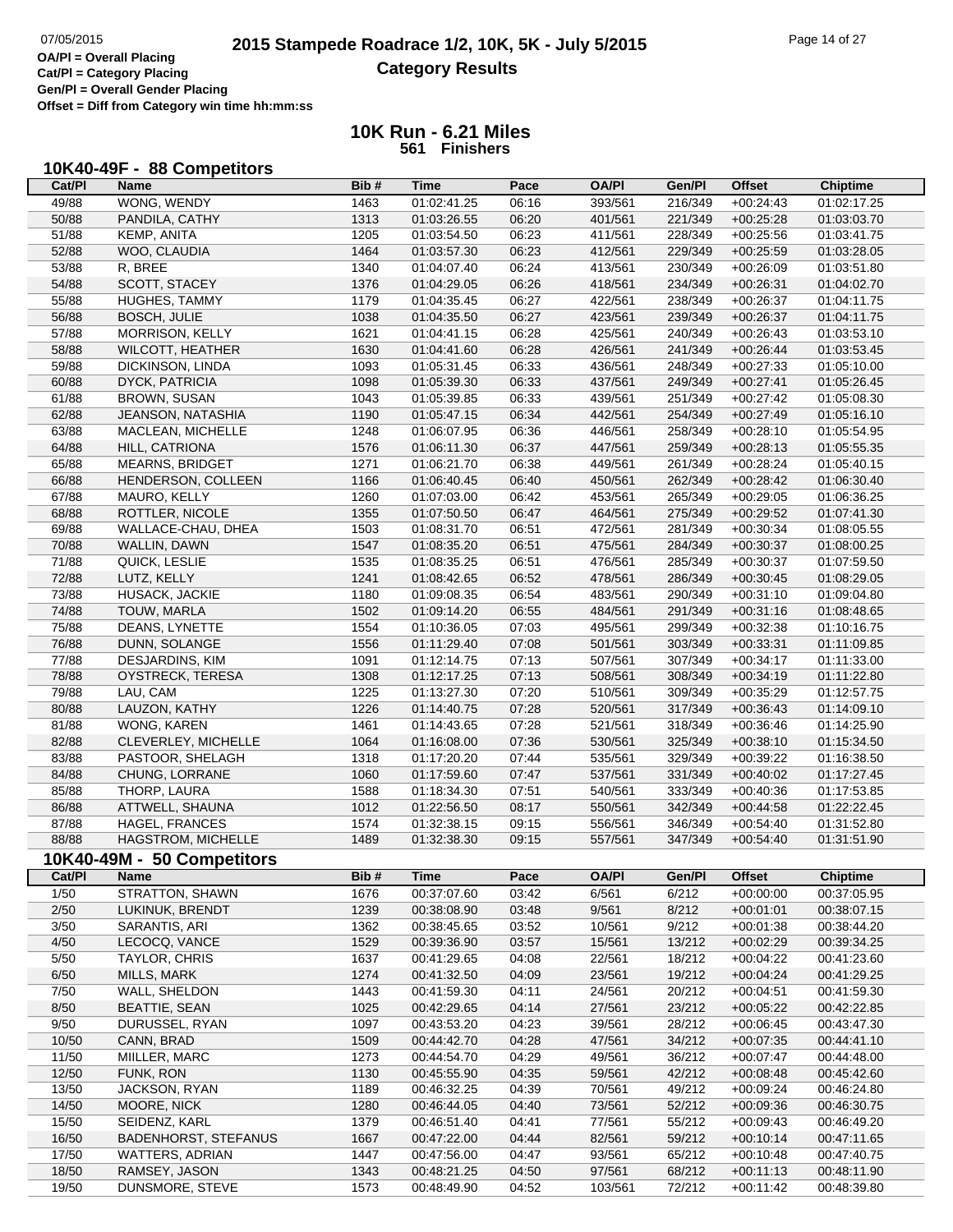# 2015 Stampede Roadrace 1/2, 10K, 5K - July 5/2015

## Category Results

OA/Pl = Overall Placing
Cat/Pl = Category Placing
Gen/Pl = Overall Gender Placing
Offset = Diff from Category win time hh:mm:ss

### 10K Run - 6.21 Miles
**561 Finishers**

### 10K40-49F - 88 Competitors

| Cat/Pl | Name | Bib # | Time | Pace | OA/Pl | Gen/Pl | Offset | Chiptime |
|---|---|---|---|---|---|---|---|---|
| 49/88 | WONG, WENDY | 1463 | 01:02:41.25 | 06:16 | 393/561 | 216/349 | +00:24:43 | 01:02:17.25 |
| 50/88 | PANDILA, CATHY | 1313 | 01:03:26.55 | 06:20 | 401/561 | 221/349 | +00:25:28 | 01:03:03.70 |
| 51/88 | KEMP, ANITA | 1205 | 01:03:54.50 | 06:23 | 411/561 | 228/349 | +00:25:56 | 01:03:41.75 |
| 52/88 | WOO, CLAUDIA | 1464 | 01:03:57.30 | 06:23 | 412/561 | 229/349 | +00:25:59 | 01:03:28.05 |
| 53/88 | R, BREE | 1340 | 01:04:07.40 | 06:24 | 413/561 | 230/349 | +00:26:09 | 01:03:51.80 |
| 54/88 | SCOTT, STACEY | 1376 | 01:04:29.05 | 06:26 | 418/561 | 234/349 | +00:26:31 | 01:04:02.70 |
| 55/88 | HUGHES, TAMMY | 1179 | 01:04:35.45 | 06:27 | 422/561 | 238/349 | +00:26:37 | 01:04:11.75 |
| 56/88 | BOSCH, JULIE | 1038 | 01:04:35.50 | 06:27 | 423/561 | 239/349 | +00:26:37 | 01:04:11.75 |
| 57/88 | MORRISON, KELLY | 1621 | 01:04:41.15 | 06:28 | 425/561 | 240/349 | +00:26:43 | 01:03:53.10 |
| 58/88 | WILCOTT, HEATHER | 1630 | 01:04:41.60 | 06:28 | 426/561 | 241/349 | +00:26:44 | 01:03:53.45 |
| 59/88 | DICKINSON, LINDA | 1093 | 01:05:31.45 | 06:33 | 436/561 | 248/349 | +00:27:33 | 01:05:10.00 |
| 60/88 | DYCK, PATRICIA | 1098 | 01:05:39.30 | 06:33 | 437/561 | 249/349 | +00:27:41 | 01:05:26.45 |
| 61/88 | BROWN, SUSAN | 1043 | 01:05:39.85 | 06:33 | 439/561 | 251/349 | +00:27:42 | 01:05:08.30 |
| 62/88 | JEANSON, NATASHIA | 1190 | 01:05:47.15 | 06:34 | 442/561 | 254/349 | +00:27:49 | 01:05:16.10 |
| 63/88 | MACLEAN, MICHELLE | 1248 | 01:06:07.95 | 06:36 | 446/561 | 258/349 | +00:28:10 | 01:05:54.95 |
| 64/88 | HILL, CATRIONA | 1576 | 01:06:11.30 | 06:37 | 447/561 | 259/349 | +00:28:13 | 01:05:55.35 |
| 65/88 | MEARNS, BRIDGET | 1271 | 01:06:21.70 | 06:38 | 449/561 | 261/349 | +00:28:24 | 01:05:40.15 |
| 66/88 | HENDERSON, COLLEEN | 1166 | 01:06:40.45 | 06:40 | 450/561 | 262/349 | +00:28:42 | 01:06:30.40 |
| 67/88 | MAURO, KELLY | 1260 | 01:07:03.00 | 06:42 | 453/561 | 265/349 | +00:29:05 | 01:06:36.25 |
| 68/88 | ROTTLER, NICOLE | 1355 | 01:07:50.50 | 06:47 | 464/561 | 275/349 | +00:29:52 | 01:07:41.30 |
| 69/88 | WALLACE-CHAU, DHEA | 1503 | 01:08:31.70 | 06:51 | 472/561 | 281/349 | +00:30:34 | 01:08:05.55 |
| 70/88 | WALLIN, DAWN | 1547 | 01:08:35.20 | 06:51 | 475/561 | 284/349 | +00:30:37 | 01:08:00.25 |
| 71/88 | QUICK, LESLIE | 1535 | 01:08:35.25 | 06:51 | 476/561 | 285/349 | +00:30:37 | 01:07:59.50 |
| 72/88 | LUTZ, KELLY | 1241 | 01:08:42.65 | 06:52 | 478/561 | 286/349 | +00:30:45 | 01:08:29.05 |
| 73/88 | HUSACK, JACKIE | 1180 | 01:09:08.35 | 06:54 | 483/561 | 290/349 | +00:31:10 | 01:09:04.80 |
| 74/88 | TOUW, MARLA | 1502 | 01:09:14.20 | 06:55 | 484/561 | 291/349 | +00:31:16 | 01:08:48.65 |
| 75/88 | DEANS, LYNETTE | 1554 | 01:10:36.05 | 07:03 | 495/561 | 299/349 | +00:32:38 | 01:10:16.75 |
| 76/88 | DUNN, SOLANGE | 1556 | 01:11:29.40 | 07:08 | 501/561 | 303/349 | +00:33:31 | 01:11:09.85 |
| 77/88 | DESJARDINS, KIM | 1091 | 01:12:14.75 | 07:13 | 507/561 | 307/349 | +00:34:17 | 01:11:33.00 |
| 78/88 | OYSTRECK, TERESA | 1308 | 01:12:17.25 | 07:13 | 508/561 | 308/349 | +00:34:19 | 01:11:22.80 |
| 79/88 | LAU, CAM | 1225 | 01:13:27.30 | 07:20 | 510/561 | 309/349 | +00:35:29 | 01:12:57.75 |
| 80/88 | LAUZON, KATHY | 1226 | 01:14:40.75 | 07:28 | 520/561 | 317/349 | +00:36:43 | 01:14:09.10 |
| 81/88 | WONG, KAREN | 1461 | 01:14:43.65 | 07:28 | 521/561 | 318/349 | +00:36:46 | 01:14:25.90 |
| 82/88 | CLEVERLEY, MICHELLE | 1064 | 01:16:08.00 | 07:36 | 530/561 | 325/349 | +00:38:10 | 01:15:34.50 |
| 83/88 | PASTOOR, SHELAGH | 1318 | 01:17:20.20 | 07:44 | 535/561 | 329/349 | +00:39:22 | 01:16:38.50 |
| 84/88 | CHUNG, LORRANE | 1060 | 01:17:59.60 | 07:47 | 537/561 | 331/349 | +00:40:02 | 01:17:27.45 |
| 85/88 | THORP, LAURA | 1588 | 01:18:34.30 | 07:51 | 540/561 | 333/349 | +00:40:36 | 01:17:53.85 |
| 86/88 | ATTWELL, SHAUNA | 1012 | 01:22:56.50 | 08:17 | 550/561 | 342/349 | +00:44:58 | 01:22:22.45 |
| 87/88 | HAGEL, FRANCES | 1574 | 01:32:38.15 | 09:15 | 556/561 | 346/349 | +00:54:40 | 01:31:52.80 |
| 88/88 | HAGSTROM, MICHELLE | 1489 | 01:32:38.30 | 09:15 | 557/561 | 347/349 | +00:54:40 | 01:31:51.90 |

### 10K40-49M - 50 Competitors

| Cat/Pl | Name | Bib # | Time | Pace | OA/Pl | Gen/Pl | Offset | Chiptime |
|---|---|---|---|---|---|---|---|---|
| 1/50 | STRATTON, SHAWN | 1676 | 00:37:07.60 | 03:42 | 6/561 | 6/212 | +00:00:00 | 00:37:05.95 |
| 2/50 | LUKINUK, BRENDT | 1239 | 00:38:08.90 | 03:48 | 9/561 | 8/212 | +00:01:01 | 00:38:07.15 |
| 3/50 | SARANTIS, ARI | 1362 | 00:38:45.65 | 03:52 | 10/561 | 9/212 | +00:01:38 | 00:38:44.20 |
| 4/50 | LECOCQ, VANCE | 1529 | 00:39:36.90 | 03:57 | 15/561 | 13/212 | +00:02:29 | 00:39:34.25 |
| 5/50 | TAYLOR, CHRIS | 1637 | 00:41:29.65 | 04:08 | 22/561 | 18/212 | +00:04:22 | 00:41:23.60 |
| 6/50 | MILLS, MARK | 1274 | 00:41:32.50 | 04:09 | 23/561 | 19/212 | +00:04:24 | 00:41:29.25 |
| 7/50 | WALL, SHELDON | 1443 | 00:41:59.30 | 04:11 | 24/561 | 20/212 | +00:04:51 | 00:41:59.30 |
| 8/50 | BEATTIE, SEAN | 1025 | 00:42:29.65 | 04:14 | 27/561 | 23/212 | +00:05:22 | 00:42:22.85 |
| 9/50 | DURUSSEL, RYAN | 1097 | 00:43:53.20 | 04:23 | 39/561 | 28/212 | +00:06:45 | 00:43:47.30 |
| 10/50 | CANN, BRAD | 1509 | 00:44:42.70 | 04:28 | 47/561 | 34/212 | +00:07:35 | 00:44:41.10 |
| 11/50 | MIILLER, MARC | 1273 | 00:44:54.70 | 04:29 | 49/561 | 36/212 | +00:07:47 | 00:44:48.00 |
| 12/50 | FUNK, RON | 1130 | 00:45:55.90 | 04:35 | 59/561 | 42/212 | +00:08:48 | 00:45:42.60 |
| 13/50 | JACKSON, RYAN | 1189 | 00:46:32.25 | 04:39 | 70/561 | 49/212 | +00:09:24 | 00:46:24.80 |
| 14/50 | MOORE, NICK | 1280 | 00:46:44.05 | 04:40 | 73/561 | 52/212 | +00:09:36 | 00:46:30.75 |
| 15/50 | SEIDENZ, KARL | 1379 | 00:46:51.40 | 04:41 | 77/561 | 55/212 | +00:09:43 | 00:46:49.20 |
| 16/50 | BADENHORST, STEFANUS | 1667 | 00:47:22.00 | 04:44 | 82/561 | 59/212 | +00:10:14 | 00:47:11.65 |
| 17/50 | WATTERS, ADRIAN | 1447 | 00:47:56.00 | 04:47 | 93/561 | 65/212 | +00:10:48 | 00:47:40.75 |
| 18/50 | RAMSEY, JASON | 1343 | 00:48:21.25 | 04:50 | 97/561 | 68/212 | +00:11:13 | 00:48:11.90 |
| 19/50 | DUNSMORE, STEVE | 1573 | 00:48:49.90 | 04:52 | 103/561 | 72/212 | +00:11:42 | 00:48:39.80 |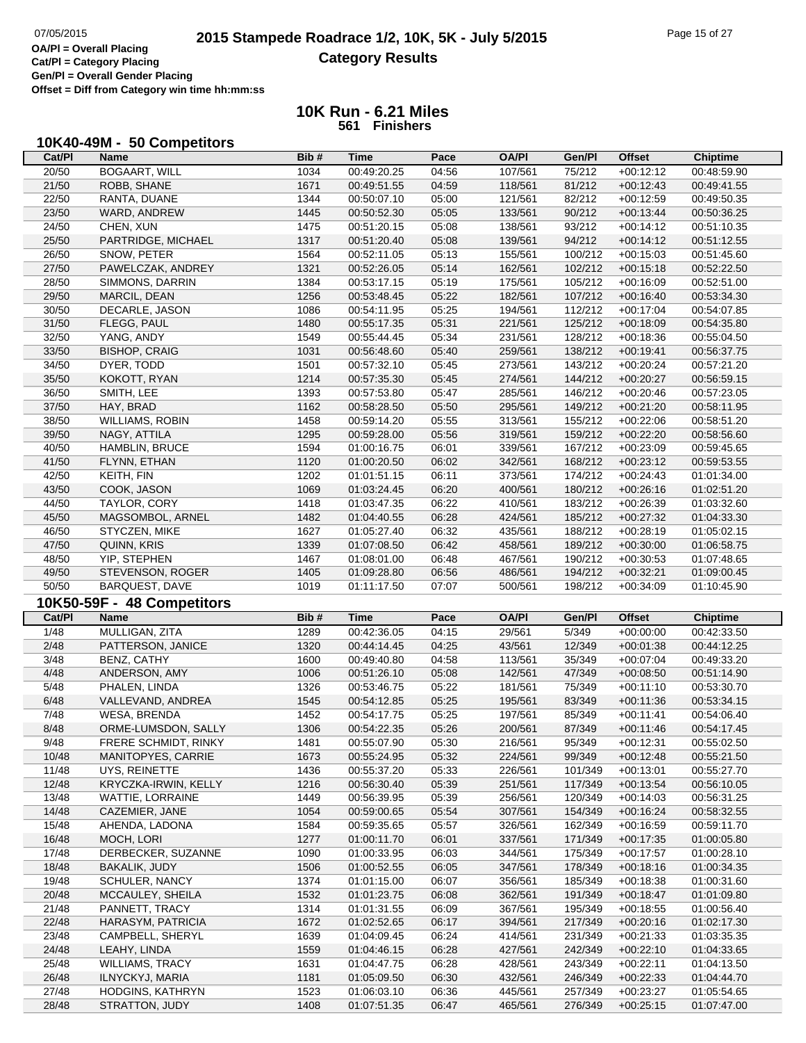# 2015 Stampede Roadrace 1/2, 10K, 5K - July 5/2015

## Category Results

OA/Pl = Overall Placing
Cat/Pl = Category Placing
Gen/Pl = Overall Gender Placing
Offset = Diff from Category win time hh:mm:ss

### 10K Run - 6.21 Miles
**561 Finishers**

### 10K40-49M - 50 Competitors

| Cat/Pl | Name | Bib # | Time | Pace | OA/Pl | Gen/Pl | Offset | Chiptime |
|---|---|---|---|---|---|---|---|---|
| 20/50 | BOGAART, WILL | 1034 | 00:49:20.25 | 04:56 | 107/561 | 75/212 | +00:12:12 | 00:48:59.90 |
| 21/50 | ROBB, SHANE | 1671 | 00:49:51.55 | 04:59 | 118/561 | 81/212 | +00:12:43 | 00:49:41.55 |
| 22/50 | RANTA, DUANE | 1344 | 00:50:07.10 | 05:00 | 121/561 | 82/212 | +00:12:59 | 00:49:50.35 |
| 23/50 | WARD, ANDREW | 1445 | 00:50:52.30 | 05:05 | 133/561 | 90/212 | +00:13:44 | 00:50:36.25 |
| 24/50 | CHEN, XUN | 1475 | 00:51:20.15 | 05:08 | 138/561 | 93/212 | +00:14:12 | 00:51:10.35 |
| 25/50 | PARTRIDGE, MICHAEL | 1317 | 00:51:20.40 | 05:08 | 139/561 | 94/212 | +00:14:12 | 00:51:12.55 |
| 26/50 | SNOW, PETER | 1564 | 00:52:11.05 | 05:13 | 155/561 | 100/212 | +00:15:03 | 00:51:45.60 |
| 27/50 | PAWELCZAK, ANDREY | 1321 | 00:52:26.05 | 05:14 | 162/561 | 102/212 | +00:15:18 | 00:52:22.50 |
| 28/50 | SIMMONS, DARRIN | 1384 | 00:53:17.15 | 05:19 | 175/561 | 105/212 | +00:16:09 | 00:52:51.00 |
| 29/50 | MARCIL, DEAN | 1256 | 00:53:48.45 | 05:22 | 182/561 | 107/212 | +00:16:40 | 00:53:34.30 |
| 30/50 | DECARLE, JASON | 1086 | 00:54:11.95 | 05:25 | 194/561 | 112/212 | +00:17:04 | 00:54:07.85 |
| 31/50 | FLEGG, PAUL | 1480 | 00:55:17.35 | 05:31 | 221/561 | 125/212 | +00:18:09 | 00:54:35.80 |
| 32/50 | YANG, ANDY | 1549 | 00:55:44.45 | 05:34 | 231/561 | 128/212 | +00:18:36 | 00:55:04.50 |
| 33/50 | BISHOP, CRAIG | 1031 | 00:56:48.60 | 05:40 | 259/561 | 138/212 | +00:19:41 | 00:56:37.75 |
| 34/50 | DYER, TODD | 1501 | 00:57:32.10 | 05:45 | 273/561 | 143/212 | +00:20:24 | 00:57:21.20 |
| 35/50 | KOKOTT, RYAN | 1214 | 00:57:35.30 | 05:45 | 274/561 | 144/212 | +00:20:27 | 00:56:59.15 |
| 36/50 | SMITH, LEE | 1393 | 00:57:53.80 | 05:47 | 285/561 | 146/212 | +00:20:46 | 00:57:23.05 |
| 37/50 | HAY, BRAD | 1162 | 00:58:28.50 | 05:50 | 295/561 | 149/212 | +00:21:20 | 00:58:11.95 |
| 38/50 | WILLIAMS, ROBIN | 1458 | 00:59:14.20 | 05:55 | 313/561 | 155/212 | +00:22:06 | 00:58:51.20 |
| 39/50 | NAGY, ATTILA | 1295 | 00:59:28.00 | 05:56 | 319/561 | 159/212 | +00:22:20 | 00:58:56.60 |
| 40/50 | HAMBLIN, BRUCE | 1594 | 01:00:16.75 | 06:01 | 339/561 | 167/212 | +00:23:09 | 00:59:45.65 |
| 41/50 | FLYNN, ETHAN | 1120 | 01:00:20.50 | 06:02 | 342/561 | 168/212 | +00:23:12 | 00:59:53.55 |
| 42/50 | KEITH, FIN | 1202 | 01:01:51.15 | 06:11 | 373/561 | 174/212 | +00:24:43 | 01:01:34.00 |
| 43/50 | COOK, JASON | 1069 | 01:03:24.45 | 06:20 | 400/561 | 180/212 | +00:26:16 | 01:02:51.20 |
| 44/50 | TAYLOR, CORY | 1418 | 01:03:47.35 | 06:22 | 410/561 | 183/212 | +00:26:39 | 01:03:32.60 |
| 45/50 | MAGSOMBOL, ARNEL | 1482 | 01:04:40.55 | 06:28 | 424/561 | 185/212 | +00:27:32 | 01:04:33.30 |
| 46/50 | STYCZEN, MIKE | 1627 | 01:05:27.40 | 06:32 | 435/561 | 188/212 | +00:28:19 | 01:05:02.15 |
| 47/50 | QUINN, KRIS | 1339 | 01:07:08.50 | 06:42 | 458/561 | 189/212 | +00:30:00 | 01:06:58.75 |
| 48/50 | YIP, STEPHEN | 1467 | 01:08:01.00 | 06:48 | 467/561 | 190/212 | +00:30:53 | 01:07:48.65 |
| 49/50 | STEVENSON, ROGER | 1405 | 01:09:28.80 | 06:56 | 486/561 | 194/212 | +00:32:21 | 01:09:00.45 |
| 50/50 | BARQUEST, DAVE | 1019 | 01:11:17.50 | 07:07 | 500/561 | 198/212 | +00:34:09 | 01:10:45.90 |

### 10K50-59F - 48 Competitors

| Cat/Pl | Name | Bib # | Time | Pace | OA/Pl | Gen/Pl | Offset | Chiptime |
|---|---|---|---|---|---|---|---|---|
| 1/48 | MULLIGAN, ZITA | 1289 | 00:42:36.05 | 04:15 | 29/561 | 5/349 | +00:00:00 | 00:42:33.50 |
| 2/48 | PATTERSON, JANICE | 1320 | 00:44:14.45 | 04:25 | 43/561 | 12/349 | +00:01:38 | 00:44:12.25 |
| 3/48 | BENZ, CATHY | 1600 | 00:49:40.80 | 04:58 | 113/561 | 35/349 | +00:07:04 | 00:49:33.20 |
| 4/48 | ANDERSON, AMY | 1006 | 00:51:26.10 | 05:08 | 142/561 | 47/349 | +00:08:50 | 00:51:14.90 |
| 5/48 | PHALEN, LINDA | 1326 | 00:53:46.75 | 05:22 | 181/561 | 75/349 | +00:11:10 | 00:53:30.70 |
| 6/48 | VALLEVAND, ANDREA | 1545 | 00:54:12.85 | 05:25 | 195/561 | 83/349 | +00:11:36 | 00:53:34.15 |
| 7/48 | WESA, BRENDA | 1452 | 00:54:17.75 | 05:25 | 197/561 | 85/349 | +00:11:41 | 00:54:06.40 |
| 8/48 | ORME-LUMSDON, SALLY | 1306 | 00:54:22.35 | 05:26 | 200/561 | 87/349 | +00:11:46 | 00:54:17.45 |
| 9/48 | FRERE SCHMIDT, RINKY | 1481 | 00:55:07.90 | 05:30 | 216/561 | 95/349 | +00:12:31 | 00:55:02.50 |
| 10/48 | MANITOPYES, CARRIE | 1673 | 00:55:24.95 | 05:32 | 224/561 | 99/349 | +00:12:48 | 00:55:21.50 |
| 11/48 | UYS, REINETTE | 1436 | 00:55:37.20 | 05:33 | 226/561 | 101/349 | +00:13:01 | 00:55:27.70 |
| 12/48 | KRYCZKA-IRWIN, KELLY | 1216 | 00:56:30.40 | 05:39 | 251/561 | 117/349 | +00:13:54 | 00:56:10.05 |
| 13/48 | WATTIE, LORRAINE | 1449 | 00:56:39.95 | 05:39 | 256/561 | 120/349 | +00:14:03 | 00:56:31.25 |
| 14/48 | CAZEMIER, JANE | 1054 | 00:59:00.65 | 05:54 | 307/561 | 154/349 | +00:16:24 | 00:58:32.55 |
| 15/48 | AHENDA, LADONA | 1584 | 00:59:35.65 | 05:57 | 326/561 | 162/349 | +00:16:59 | 00:59:11.70 |
| 16/48 | MOCH, LORI | 1277 | 01:00:11.70 | 06:01 | 337/561 | 171/349 | +00:17:35 | 01:00:05.80 |
| 17/48 | DERBECKER, SUZANNE | 1090 | 01:00:33.95 | 06:03 | 344/561 | 175/349 | +00:17:57 | 01:00:28.10 |
| 18/48 | BAKALIK, JUDY | 1506 | 01:00:52.55 | 06:05 | 347/561 | 178/349 | +00:18:16 | 01:00:34.35 |
| 19/48 | SCHULER, NANCY | 1374 | 01:01:15.00 | 06:07 | 356/561 | 185/349 | +00:18:38 | 01:00:31.60 |
| 20/48 | MCCAULEY, SHEILA | 1532 | 01:01:23.75 | 06:08 | 362/561 | 191/349 | +00:18:47 | 01:01:09.80 |
| 21/48 | PANNETT, TRACY | 1314 | 01:01:31.55 | 06:09 | 367/561 | 195/349 | +00:18:55 | 01:00:56.40 |
| 22/48 | HARASYM, PATRICIA | 1672 | 01:02:52.65 | 06:17 | 394/561 | 217/349 | +00:20:16 | 01:02:17.30 |
| 23/48 | CAMPBELL, SHERYL | 1639 | 01:04:09.45 | 06:24 | 414/561 | 231/349 | +00:21:33 | 01:03:35.35 |
| 24/48 | LEAHY, LINDA | 1559 | 01:04:46.15 | 06:28 | 427/561 | 242/349 | +00:22:10 | 01:04:33.65 |
| 25/48 | WILLIAMS, TRACY | 1631 | 01:04:47.75 | 06:28 | 428/561 | 243/349 | +00:22:11 | 01:04:13.50 |
| 26/48 | ILNYCKYJ, MARIA | 1181 | 01:05:09.50 | 06:30 | 432/561 | 246/349 | +00:22:33 | 01:04:44.70 |
| 27/48 | HODGINS, KATHRYN | 1523 | 01:06:03.10 | 06:36 | 445/561 | 257/349 | +00:23:27 | 01:05:54.65 |
| 28/48 | STRATTON, JUDY | 1408 | 01:07:51.35 | 06:47 | 465/561 | 276/349 | +00:25:15 | 01:07:47.00 |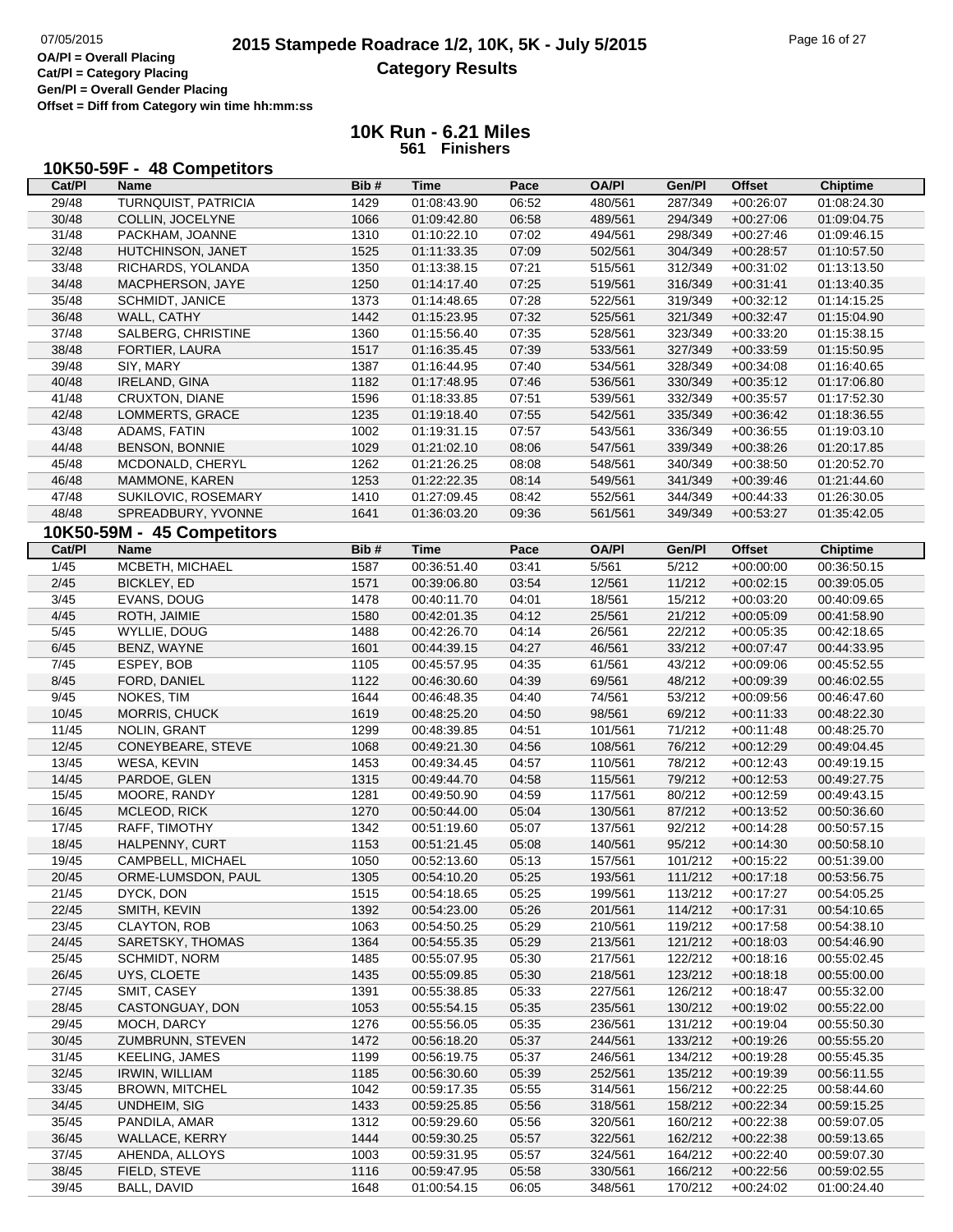OA/Pl = Overall Placing
Cat/Pl = Category Placing
Gen/Pl = Overall Gender Placing
Offset = Diff from Category win time hh:mm:ss

# 2015 Stampede Roadrace 1/2, 10K, 5K - July 5/2015
## Category Results

### 10K Run - 6.21 Miles
**561 Finishers**

### 10K50-59F - 48 Competitors

| Cat/Pl | Name | Bib # | Time | Pace | OA/Pl | Gen/Pl | Offset | Chiptime |
|---|---|---|---|---|---|---|---|---|
| 29/48 | TURNQUIST, PATRICIA | 1429 | 01:08:43.90 | 06:52 | 480/561 | 287/349 | +00:26:07 | 01:08:24.30 |
| 30/48 | COLLIN, JOCELYNE | 1066 | 01:09:42.80 | 06:58 | 489/561 | 294/349 | +00:27:06 | 01:09:04.75 |
| 31/48 | PACKHAM, JOANNE | 1310 | 01:10:22.10 | 07:02 | 494/561 | 298/349 | +00:27:46 | 01:09:46.15 |
| 32/48 | HUTCHINSON, JANET | 1525 | 01:11:33.35 | 07:09 | 502/561 | 304/349 | +00:28:57 | 01:10:57.50 |
| 33/48 | RICHARDS, YOLANDA | 1350 | 01:13:38.15 | 07:21 | 515/561 | 312/349 | +00:31:02 | 01:13:13.50 |
| 34/48 | MACPHERSON, JAYE | 1250 | 01:14:17.40 | 07:25 | 519/561 | 316/349 | +00:31:41 | 01:13:40.35 |
| 35/48 | SCHMIDT, JANICE | 1373 | 01:14:48.65 | 07:28 | 522/561 | 319/349 | +00:32:12 | 01:14:15.25 |
| 36/48 | WALL, CATHY | 1442 | 01:15:23.95 | 07:32 | 525/561 | 321/349 | +00:32:47 | 01:15:04.90 |
| 37/48 | SALBERG, CHRISTINE | 1360 | 01:15:56.40 | 07:35 | 528/561 | 323/349 | +00:33:20 | 01:15:38.15 |
| 38/48 | FORTIER, LAURA | 1517 | 01:16:35.45 | 07:39 | 533/561 | 327/349 | +00:33:59 | 01:15:50.95 |
| 39/48 | SIY, MARY | 1387 | 01:16:44.95 | 07:40 | 534/561 | 328/349 | +00:34:08 | 01:16:40.65 |
| 40/48 | IRELAND, GINA | 1182 | 01:17:48.95 | 07:46 | 536/561 | 330/349 | +00:35:12 | 01:17:06.80 |
| 41/48 | CRUXTON, DIANE | 1596 | 01:18:33.85 | 07:51 | 539/561 | 332/349 | +00:35:57 | 01:17:52.30 |
| 42/48 | LOMMERTS, GRACE | 1235 | 01:19:18.40 | 07:55 | 542/561 | 335/349 | +00:36:42 | 01:18:36.55 |
| 43/48 | ADAMS, FATIN | 1002 | 01:19:31.15 | 07:57 | 543/561 | 336/349 | +00:36:55 | 01:19:03.10 |
| 44/48 | BENSON, BONNIE | 1029 | 01:21:02.10 | 08:06 | 547/561 | 339/349 | +00:38:26 | 01:20:17.85 |
| 45/48 | MCDONALD, CHERYL | 1262 | 01:21:26.25 | 08:08 | 548/561 | 340/349 | +00:38:50 | 01:20:52.70 |
| 46/48 | MAMMONE, KAREN | 1253 | 01:22:22.35 | 08:14 | 549/561 | 341/349 | +00:39:46 | 01:21:44.60 |
| 47/48 | SUKILOVIC, ROSEMARY | 1410 | 01:27:09.45 | 08:42 | 552/561 | 344/349 | +00:44:33 | 01:26:30.05 |
| 48/48 | SPREADBURY, YVONNE | 1641 | 01:36:03.20 | 09:36 | 561/561 | 349/349 | +00:53:27 | 01:35:42.05 |

### 10K50-59M - 45 Competitors

| Cat/Pl | Name | Bib # | Time | Pace | OA/Pl | Gen/Pl | Offset | Chiptime |
|---|---|---|---|---|---|---|---|---|
| 1/45 | MCBETH, MICHAEL | 1587 | 00:36:51.40 | 03:41 | 5/561 | 5/212 | +00:00:00 | 00:36:50.15 |
| 2/45 | BICKLEY, ED | 1571 | 00:39:06.80 | 03:54 | 12/561 | 11/212 | +00:02:15 | 00:39:05.05 |
| 3/45 | EVANS, DOUG | 1478 | 00:40:11.70 | 04:01 | 18/561 | 15/212 | +00:03:20 | 00:40:09.65 |
| 4/45 | ROTH, JAIMIE | 1580 | 00:42:01.35 | 04:12 | 25/561 | 21/212 | +00:05:09 | 00:41:58.90 |
| 5/45 | WYLLIE, DOUG | 1488 | 00:42:26.70 | 04:14 | 26/561 | 22/212 | +00:05:35 | 00:42:18.65 |
| 6/45 | BENZ, WAYNE | 1601 | 00:44:39.15 | 04:27 | 46/561 | 33/212 | +00:07:47 | 00:44:33.95 |
| 7/45 | ESPEY, BOB | 1105 | 00:45:57.95 | 04:35 | 61/561 | 43/212 | +00:09:06 | 00:45:52.55 |
| 8/45 | FORD, DANIEL | 1122 | 00:46:30.60 | 04:39 | 69/561 | 48/212 | +00:09:39 | 00:46:02.55 |
| 9/45 | NOKES, TIM | 1644 | 00:46:48.35 | 04:40 | 74/561 | 53/212 | +00:09:56 | 00:46:47.60 |
| 10/45 | MORRIS, CHUCK | 1619 | 00:48:25.20 | 04:50 | 98/561 | 69/212 | +00:11:33 | 00:48:22.30 |
| 11/45 | NOLIN, GRANT | 1299 | 00:48:39.85 | 04:51 | 101/561 | 71/212 | +00:11:48 | 00:48:25.70 |
| 12/45 | CONEYBEARE, STEVE | 1068 | 00:49:21.30 | 04:56 | 108/561 | 76/212 | +00:12:29 | 00:49:04.45 |
| 13/45 | WESA, KEVIN | 1453 | 00:49:34.45 | 04:57 | 110/561 | 78/212 | +00:12:43 | 00:49:19.15 |
| 14/45 | PARDOE, GLEN | 1315 | 00:49:44.70 | 04:58 | 115/561 | 79/212 | +00:12:53 | 00:49:27.75 |
| 15/45 | MOORE, RANDY | 1281 | 00:49:50.90 | 04:59 | 117/561 | 80/212 | +00:12:59 | 00:49:43.15 |
| 16/45 | MCLEOD, RICK | 1270 | 00:50:44.00 | 05:04 | 130/561 | 87/212 | +00:13:52 | 00:50:36.60 |
| 17/45 | RAFF, TIMOTHY | 1342 | 00:51:19.60 | 05:07 | 137/561 | 92/212 | +00:14:28 | 00:50:57.15 |
| 18/45 | HALPENNY, CURT | 1153 | 00:51:21.45 | 05:08 | 140/561 | 95/212 | +00:14:30 | 00:50:58.10 |
| 19/45 | CAMPBELL, MICHAEL | 1050 | 00:52:13.60 | 05:13 | 157/561 | 101/212 | +00:15:22 | 00:51:39.00 |
| 20/45 | ORME-LUMSDON, PAUL | 1305 | 00:54:10.20 | 05:25 | 193/561 | 111/212 | +00:17:18 | 00:53:56.75 |
| 21/45 | DYCK, DON | 1515 | 00:54:18.65 | 05:25 | 199/561 | 113/212 | +00:17:27 | 00:54:05.25 |
| 22/45 | SMITH, KEVIN | 1392 | 00:54:23.00 | 05:26 | 201/561 | 114/212 | +00:17:31 | 00:54:10.65 |
| 23/45 | CLAYTON, ROB | 1063 | 00:54:50.25 | 05:29 | 210/561 | 119/212 | +00:17:58 | 00:54:38.10 |
| 24/45 | SARETSKY, THOMAS | 1364 | 00:54:55.35 | 05:29 | 213/561 | 121/212 | +00:18:03 | 00:54:46.90 |
| 25/45 | SCHMIDT, NORM | 1485 | 00:55:07.95 | 05:30 | 217/561 | 122/212 | +00:18:16 | 00:55:02.45 |
| 26/45 | UYS, CLOETE | 1435 | 00:55:09.85 | 05:30 | 218/561 | 123/212 | +00:18:18 | 00:55:00.00 |
| 27/45 | SMIT, CASEY | 1391 | 00:55:38.85 | 05:33 | 227/561 | 126/212 | +00:18:47 | 00:55:32.00 |
| 28/45 | CASTONGUAY, DON | 1053 | 00:55:54.15 | 05:35 | 235/561 | 130/212 | +00:19:02 | 00:55:22.00 |
| 29/45 | MOCH, DARCY | 1276 | 00:55:56.05 | 05:35 | 236/561 | 131/212 | +00:19:04 | 00:55:50.30 |
| 30/45 | ZUMBRUNN, STEVEN | 1472 | 00:56:18.20 | 05:37 | 244/561 | 133/212 | +00:19:26 | 00:55:55.20 |
| 31/45 | KEELING, JAMES | 1199 | 00:56:19.75 | 05:37 | 246/561 | 134/212 | +00:19:28 | 00:55:45.35 |
| 32/45 | IRWIN, WILLIAM | 1185 | 00:56:30.60 | 05:39 | 252/561 | 135/212 | +00:19:39 | 00:56:11.55 |
| 33/45 | BROWN, MITCHEL | 1042 | 00:59:17.35 | 05:55 | 314/561 | 156/212 | +00:22:25 | 00:58:44.60 |
| 34/45 | UNDHEIM, SIG | 1433 | 00:59:25.85 | 05:56 | 318/561 | 158/212 | +00:22:34 | 00:59:15.25 |
| 35/45 | PANDILA, AMAR | 1312 | 00:59:29.60 | 05:56 | 320/561 | 160/212 | +00:22:38 | 00:59:07.05 |
| 36/45 | WALLACE, KERRY | 1444 | 00:59:30.25 | 05:57 | 322/561 | 162/212 | +00:22:38 | 00:59:13.65 |
| 37/45 | AHENDA, ALLOYS | 1003 | 00:59:31.95 | 05:57 | 324/561 | 164/212 | +00:22:40 | 00:59:07.30 |
| 38/45 | FIELD, STEVE | 1116 | 00:59:47.95 | 05:58 | 330/561 | 166/212 | +00:22:56 | 00:59:02.55 |
| 39/45 | BALL, DAVID | 1648 | 01:00:54.15 | 06:05 | 348/561 | 170/212 | +00:24:02 | 01:00:24.40 |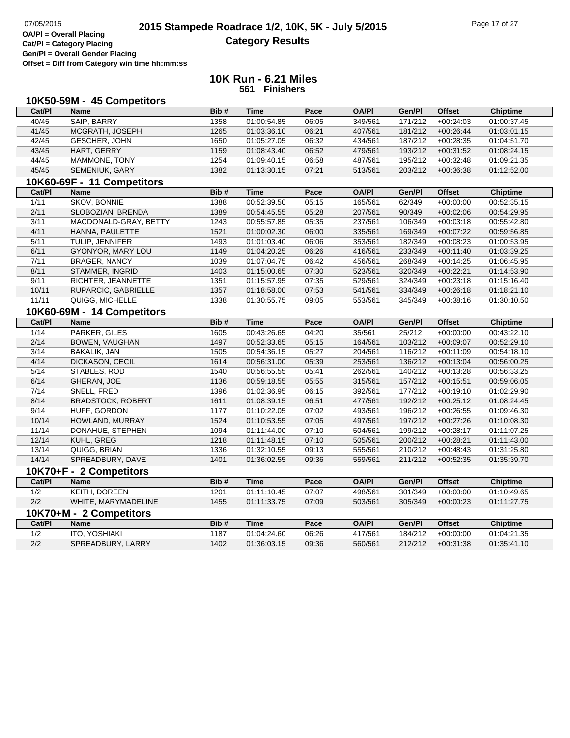**OA/Pl = Overall Placing**
**Cat/Pl = Category Placing**
**Gen/Pl = Overall Gender Placing**
**Offset = Diff from Category win time hh:mm:ss**

# 2015 Stampede Roadrace 1/2, 10K, 5K - July 5/2015

## Category Results

### 10K Run - 6.21 Miles
**561 Finishers**

### 10K50-59M - 45 Competitors

| Cat/Pl | Name | Bib # | Time | Pace | OA/Pl | Gen/Pl | Offset | Chiptime |
|---|---|---|---|---|---|---|---|---|
| 40/45 | SAIP, BARRY | 1358 | 01:00:54.85 | 06:05 | 349/561 | 171/212 | +00:24:03 | 01:00:37.45 |
| 41/45 | MCGRATH, JOSEPH | 1265 | 01:03:36.10 | 06:21 | 407/561 | 181/212 | +00:26:44 | 01:03:01.15 |
| 42/45 | GESCHER, JOHN | 1650 | 01:05:27.05 | 06:32 | 434/561 | 187/212 | +00:28:35 | 01:04:51.70 |
| 43/45 | HART, GERRY | 1159 | 01:08:43.40 | 06:52 | 479/561 | 193/212 | +00:31:52 | 01:08:24.15 |
| 44/45 | MAMMONE, TONY | 1254 | 01:09:40.15 | 06:58 | 487/561 | 195/212 | +00:32:48 | 01:09:21.35 |
| 45/45 | SEMENIUK, GARY | 1382 | 01:13:30.15 | 07:21 | 513/561 | 203/212 | +00:36:38 | 01:12:52.00 |

### 10K60-69F - 11 Competitors

| Cat/Pl | Name | Bib # | Time | Pace | OA/Pl | Gen/Pl | Offset | Chiptime |
|---|---|---|---|---|---|---|---|---|
| 1/11 | SKOV, BONNIE | 1388 | 00:52:39.50 | 05:15 | 165/561 | 62/349 | +00:00:00 | 00:52:35.15 |
| 2/11 | SLOBOZIAN, BRENDA | 1389 | 00:54:45.55 | 05:28 | 207/561 | 90/349 | +00:02:06 | 00:54:29.95 |
| 3/11 | MACDONALD-GRAY, BETTY | 1243 | 00:55:57.85 | 05:35 | 237/561 | 106/349 | +00:03:18 | 00:55:42.80 |
| 4/11 | HANNA, PAULETTE | 1521 | 01:00:02.30 | 06:00 | 335/561 | 169/349 | +00:07:22 | 00:59:56.85 |
| 5/11 | TULIP, JENNIFER | 1493 | 01:01:03.40 | 06:06 | 353/561 | 182/349 | +00:08:23 | 01:00:53.95 |
| 6/11 | GYONYOR, MARY LOU | 1149 | 01:04:20.25 | 06:26 | 416/561 | 233/349 | +00:11:40 | 01:03:39.25 |
| 7/11 | BRAGER, NANCY | 1039 | 01:07:04.75 | 06:42 | 456/561 | 268/349 | +00:14:25 | 01:06:45.95 |
| 8/11 | STAMMER, INGRID | 1403 | 01:15:00.65 | 07:30 | 523/561 | 320/349 | +00:22:21 | 01:14:53.90 |
| 9/11 | RICHTER, JEANNETTE | 1351 | 01:15:57.95 | 07:35 | 529/561 | 324/349 | +00:23:18 | 01:15:16.40 |
| 10/11 | RUPARCIC, GABRIELLE | 1357 | 01:18:58.00 | 07:53 | 541/561 | 334/349 | +00:26:18 | 01:18:21.10 |
| 11/11 | QUIGG, MICHELLE | 1338 | 01:30:55.75 | 09:05 | 553/561 | 345/349 | +00:38:16 | 01:30:10.50 |

### 10K60-69M - 14 Competitors

| Cat/Pl | Name | Bib # | Time | Pace | OA/Pl | Gen/Pl | Offset | Chiptime |
|---|---|---|---|---|---|---|---|---|
| 1/14 | PARKER, GILES | 1605 | 00:43:26.65 | 04:20 | 35/561 | 25/212 | +00:00:00 | 00:43:22.10 |
| 2/14 | BOWEN, VAUGHAN | 1497 | 00:52:33.65 | 05:15 | 164/561 | 103/212 | +00:09:07 | 00:52:29.10 |
| 3/14 | BAKALIK, JAN | 1505 | 00:54:36.15 | 05:27 | 204/561 | 116/212 | +00:11:09 | 00:54:18.10 |
| 4/14 | DICKASON, CECIL | 1614 | 00:56:31.00 | 05:39 | 253/561 | 136/212 | +00:13:04 | 00:56:00.25 |
| 5/14 | STABLES, ROD | 1540 | 00:56:55.55 | 05:41 | 262/561 | 140/212 | +00:13:28 | 00:56:33.25 |
| 6/14 | GHERAN, JOE | 1136 | 00:59:18.55 | 05:55 | 315/561 | 157/212 | +00:15:51 | 00:59:06.05 |
| 7/14 | SNELL, FRED | 1396 | 01:02:36.95 | 06:15 | 392/561 | 177/212 | +00:19:10 | 01:02:29.90 |
| 8/14 | BRADSTOCK, ROBERT | 1611 | 01:08:39.15 | 06:51 | 477/561 | 192/212 | +00:25:12 | 01:08:24.45 |
| 9/14 | HUFF, GORDON | 1177 | 01:10:22.05 | 07:02 | 493/561 | 196/212 | +00:26:55 | 01:09:46.30 |
| 10/14 | HOWLAND, MURRAY | 1524 | 01:10:53.55 | 07:05 | 497/561 | 197/212 | +00:27:26 | 01:10:08.30 |
| 11/14 | DONAHUE, STEPHEN | 1094 | 01:11:44.00 | 07:10 | 504/561 | 199/212 | +00:28:17 | 01:11:07.25 |
| 12/14 | KUHL, GREG | 1218 | 01:11:48.15 | 07:10 | 505/561 | 200/212 | +00:28:21 | 01:11:43.00 |
| 13/14 | QUIGG, BRIAN | 1336 | 01:32:10.55 | 09:13 | 555/561 | 210/212 | +00:48:43 | 01:31:25.80 |
| 14/14 | SPREADBURY, DAVE | 1401 | 01:36:02.55 | 09:36 | 559/561 | 211/212 | +00:52:35 | 01:35:39.70 |

### 10K70+F - 2 Competitors

| Cat/Pl | Name | Bib # | Time | Pace | OA/Pl | Gen/Pl | Offset | Chiptime |
|---|---|---|---|---|---|---|---|---|
| 1/2 | KEITH, DOREEN | 1201 | 01:11:10.45 | 07:07 | 498/561 | 301/349 | +00:00:00 | 01:10:49.65 |
| 2/2 | WHITE, MARYMADELINE | 1455 | 01:11:33.75 | 07:09 | 503/561 | 305/349 | +00:00:23 | 01:11:27.75 |

### 10K70+M - 2 Competitors

| Cat/Pl | Name | Bib # | Time | Pace | OA/Pl | Gen/Pl | Offset | Chiptime |
|---|---|---|---|---|---|---|---|---|
| 1/2 | ITO, YOSHIAKI | 1187 | 01:04:24.60 | 06:26 | 417/561 | 184/212 | +00:00:00 | 01:04:21.35 |
| 2/2 | SPREADBURY, LARRY | 1402 | 01:36:03.15 | 09:36 | 560/561 | 212/212 | +00:31:38 | 01:35:41.10 |